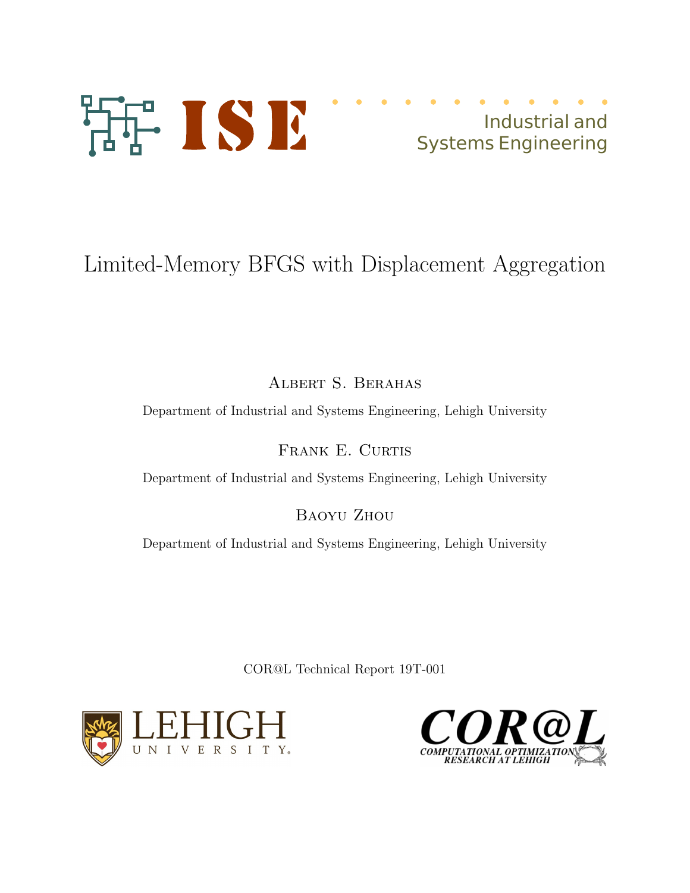ISE

Industrial and Systems Engineering

# Limited-Memory BFGS with Displacement Aggregation

Albert S. Berahas

Department of Industrial and Systems Engineering, Lehigh University

Frank E. Curtis

Department of Industrial and Systems Engineering, Lehigh University

Baoyu Zhou

Department of Industrial and Systems Engineering, Lehigh University

COR@L Technical Report 19T-001

LEHIGH UNIVERSITY

COR@L COMPUTATIONAL OPTIMIZATION RESEARCH AT LEHIGH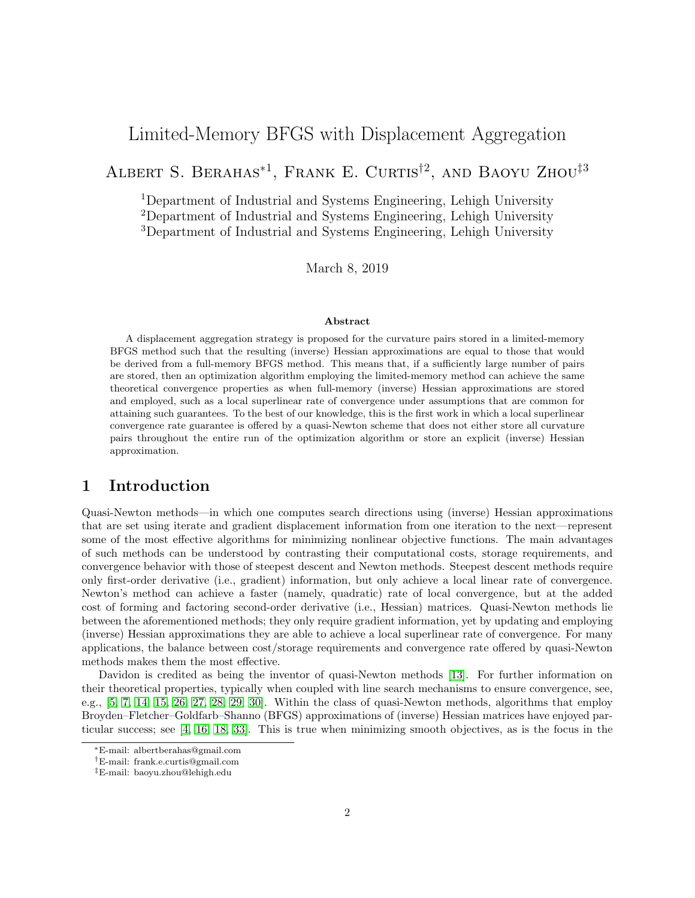# Limited-Memory BFGS with Displacement Aggregation

Albert S. Berahas*[1], Frank E. Curtis†[2], and Baoyu Zhou‡[3]

[1]Department of Industrial and Systems Engineering, Lehigh University
[2]Department of Industrial and Systems Engineering, Lehigh University
[3]Department of Industrial and Systems Engineering, Lehigh University

March 8, 2019

### Abstract

A displacement aggregation strategy is proposed for the curvature pairs stored in a limited-memory BFGS method such that the resulting (inverse) Hessian approximations are equal to those that would be derived from a full-memory BFGS method. This means that, if a sufficiently large number of pairs are stored, then an optimization algorithm employing the limited-memory method can achieve the same theoretical convergence properties as when full-memory (inverse) Hessian approximations are stored and employed, such as a local superlinear rate of convergence under assumptions that are common for attaining such guarantees. To the best of our knowledge, this is the first work in which a local superlinear convergence rate guarantee is offered by a quasi-Newton scheme that does not either store all curvature pairs throughout the entire run of the optimization algorithm or store an explicit (inverse) Hessian approximation.

## 1 Introduction

Quasi-Newton methods—in which one computes search directions using (inverse) Hessian approximations that are set using iterate and gradient displacement information from one iteration to the next—represent some of the most effective algorithms for minimizing nonlinear objective functions. The main advantages of such methods can be understood by contrasting their computational costs, storage requirements, and convergence behavior with those of steepest descent and Newton methods. Steepest descent methods require only first-order derivative (i.e., gradient) information, but only achieve a local linear rate of convergence. Newton's method can achieve a faster (namely, quadratic) rate of local convergence, but at the added cost of forming and factoring second-order derivative (i.e., Hessian) matrices. Quasi-Newton methods lie between the aforementioned methods; they only require gradient information, yet by updating and employing (inverse) Hessian approximations they are able to achieve a local superlinear rate of convergence. For many applications, the balance between cost/storage requirements and convergence rate offered by quasi-Newton methods makes them the most effective.

Davidon is credited as being the inventor of quasi-Newton methods [13]. For further information on their theoretical properties, typically when coupled with line search mechanisms to ensure convergence, see, e.g., [5, 7, 14, 15, 26, 27, 28, 29, 30]. Within the class of quasi-Newton methods, algorithms that employ Broyden–Fletcher–Goldfarb–Shanno (BFGS) approximations of (inverse) Hessian matrices have enjoyed particular success; see [4, 16, 18, 33]. This is true when minimizing smooth objectives, as is the focus in the

*E-mail: albertberahas@gmail.com
†E-mail: frank.e.curtis@gmail.com
‡E-mail: baoyu.zhou@lehigh.edu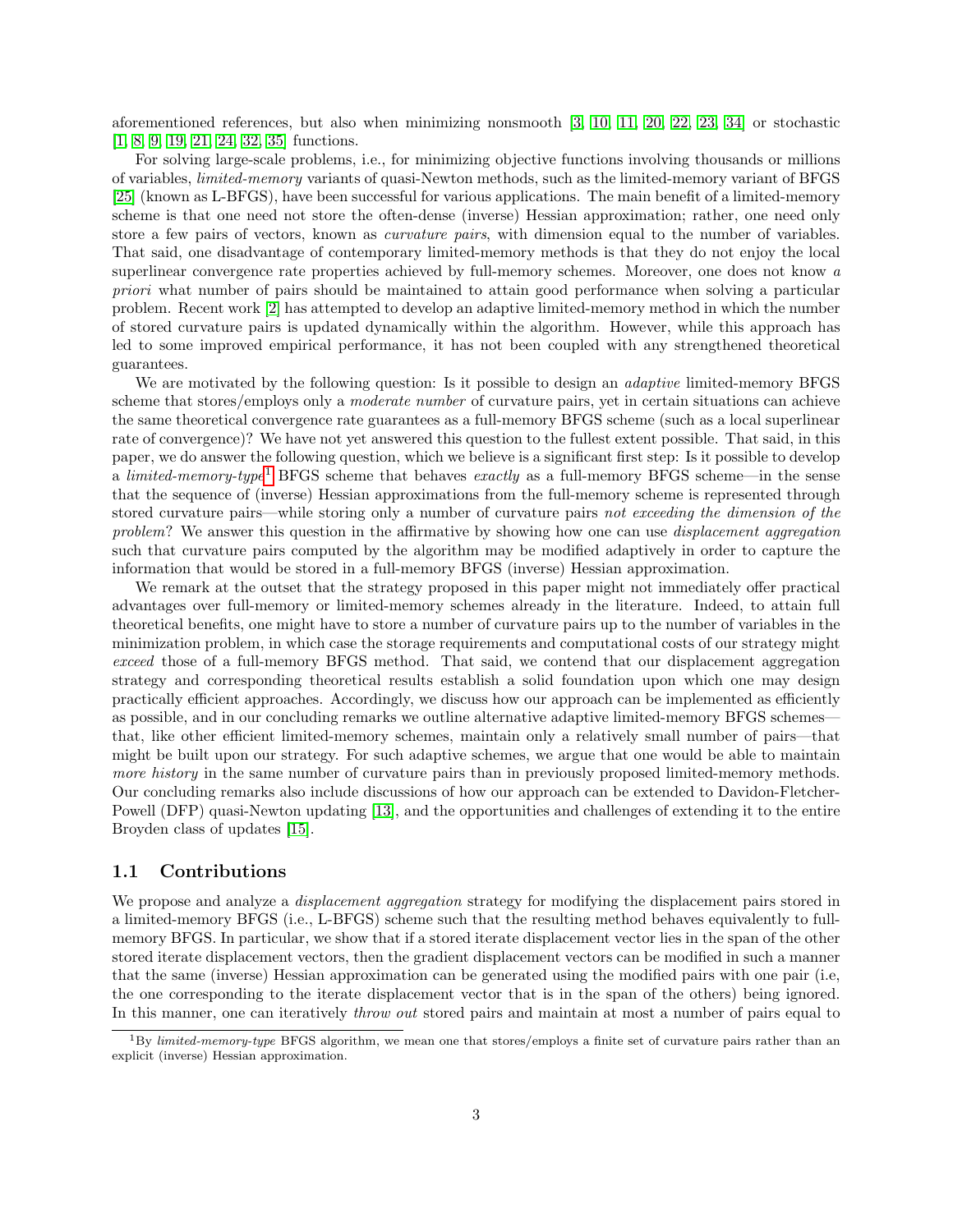aforementioned references, but also when minimizing nonsmooth [3, 10, 11, 20, 22, 23, 34] or stochastic [1, 8, 9, 19, 21, 24, 32, 35] functions.

For solving large-scale problems, i.e., for minimizing objective functions involving thousands or millions of variables, *limited-memory* variants of quasi-Newton methods, such as the limited-memory variant of BFGS [25] (known as L-BFGS), have been successful for various applications. The main benefit of a limited-memory scheme is that one need not store the often-dense (inverse) Hessian approximation; rather, one need only store a few pairs of vectors, known as *curvature pairs*, with dimension equal to the number of variables. That said, one disadvantage of contemporary limited-memory methods is that they do not enjoy the local superlinear convergence rate properties achieved by full-memory schemes. Moreover, one does not know *a priori* what number of pairs should be maintained to attain good performance when solving a particular problem. Recent work [2] has attempted to develop an adaptive limited-memory method in which the number of stored curvature pairs is updated dynamically within the algorithm. However, while this approach has led to some improved empirical performance, it has not been coupled with any strengthened theoretical guarantees.

We are motivated by the following question: Is it possible to design an *adaptive* limited-memory BFGS scheme that stores/employs only a *moderate number* of curvature pairs, yet in certain situations can achieve the same theoretical convergence rate guarantees as a full-memory BFGS scheme (such as a local superlinear rate of convergence)? We have not yet answered this question to the fullest extent possible. That said, in this paper, we do answer the following question, which we believe is a significant first step: Is it possible to develop a *limited-memory-type*[1] BFGS scheme that behaves *exactly* as a full-memory BFGS scheme—in the sense that the sequence of (inverse) Hessian approximations from the full-memory scheme is represented through stored curvature pairs—while storing only a number of curvature pairs *not exceeding the dimension of the problem*? We answer this question in the affirmative by showing how one can use *displacement aggregation* such that curvature pairs computed by the algorithm may be modified adaptively in order to capture the information that would be stored in a full-memory BFGS (inverse) Hessian approximation.

We remark at the outset that the strategy proposed in this paper might not immediately offer practical advantages over full-memory or limited-memory schemes already in the literature. Indeed, to attain full theoretical benefits, one might have to store a number of curvature pairs up to the number of variables in the minimization problem, in which case the storage requirements and computational costs of our strategy might *exceed* those of a full-memory BFGS method. That said, we contend that our displacement aggregation strategy and corresponding theoretical results establish a solid foundation upon which one may design practically efficient approaches. Accordingly, we discuss how our approach can be implemented as efficiently as possible, and in our concluding remarks we outline alternative adaptive limited-memory BFGS schemes—that, like other efficient limited-memory schemes, maintain only a relatively small number of pairs—that might be built upon our strategy. For such adaptive schemes, we argue that one would be able to maintain *more history* in the same number of curvature pairs than in previously proposed limited-memory methods. Our concluding remarks also include discussions of how our approach can be extended to Davidon-Fletcher-Powell (DFP) quasi-Newton updating [13], and the opportunities and challenges of extending it to the entire Broyden class of updates [15].

## 1.1 Contributions

We propose and analyze a *displacement aggregation* strategy for modifying the displacement pairs stored in a limited-memory BFGS (i.e., L-BFGS) scheme such that the resulting method behaves equivalently to full-memory BFGS. In particular, we show that if a stored iterate displacement vector lies in the span of the other stored iterate displacement vectors, then the gradient displacement vectors can be modified in such a manner that the same (inverse) Hessian approximation can be generated using the modified pairs with one pair (i.e, the one corresponding to the iterate displacement vector that is in the span of the others) being ignored. In this manner, one can iteratively *throw out* stored pairs and maintain at most a number of pairs equal to

[1] By *limited-memory-type* BFGS algorithm, we mean one that stores/employs a finite set of curvature pairs rather than an explicit (inverse) Hessian approximation.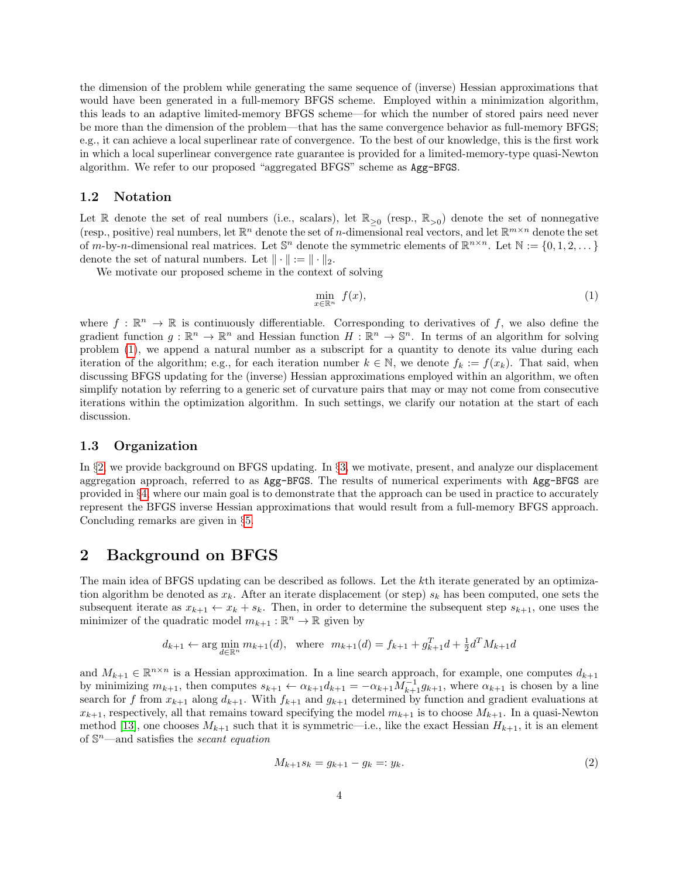the dimension of the problem while generating the same sequence of (inverse) Hessian approximations that would have been generated in a full-memory BFGS scheme. Employed within a minimization algorithm, this leads to an adaptive limited-memory BFGS scheme—for which the number of stored pairs need never be more than the dimension of the problem—that has the same convergence behavior as full-memory BFGS; e.g., it can achieve a local superlinear rate of convergence. To the best of our knowledge, this is the first work in which a local superlinear convergence rate guarantee is provided for a limited-memory-type quasi-Newton algorithm. We refer to our proposed "aggregated BFGS" scheme as `Agg-BFGS`.

### 1.2 Notation

Let $\mathbb{R}$ denote the set of real numbers (i.e., scalars), let $\mathbb{R}_{\geq 0}$ (resp., $\mathbb{R}_{>0}$) denote the set of nonnegative (resp., positive) real numbers, let $\mathbb{R}^n$ denote the set of $n$-dimensional real vectors, and let $\mathbb{R}^{m \times n}$ denote the set of $m$-by-$n$-dimensional real matrices. Let $\mathbb{S}^n$ denote the symmetric elements of $\mathbb{R}^{n \times n}$. Let $\mathbb{N} := \{0, 1, 2, \dots\}$ denote the set of natural numbers. Let $\|\cdot\| := \|\cdot\|_2$.

We motivate our proposed scheme in the context of solving

$$\min_{x \in \mathbb{R}^n} \ f(x), \tag{1}$$

where $f : \mathbb{R}^n \to \mathbb{R}$ is continuously differentiable. Corresponding to derivatives of $f$, we also define the gradient function $g : \mathbb{R}^n \to \mathbb{R}^n$ and Hessian function $H : \mathbb{R}^n \to \mathbb{S}^n$. In terms of an algorithm for solving problem (1), we append a natural number as a subscript for a quantity to denote its value during each iteration of the algorithm; e.g., for each iteration number $k \in \mathbb{N}$, we denote $f_k := f(x_k)$. That said, when discussing BFGS updating for the (inverse) Hessian approximations employed within an algorithm, we often simplify notation by referring to a generic set of curvature pairs that may or may not come from consecutive iterations within the optimization algorithm. In such settings, we clarify our notation at the start of each discussion.

### 1.3 Organization

In §2, we provide background on BFGS updating. In §3, we motivate, present, and analyze our displacement aggregation approach, referred to as `Agg-BFGS`. The results of numerical experiments with `Agg-BFGS` are provided in §4, where our main goal is to demonstrate that the approach can be used in practice to accurately represent the BFGS inverse Hessian approximations that would result from a full-memory BFGS approach. Concluding remarks are given in §5.

## 2 Background on BFGS

The main idea of BFGS updating can be described as follows. Let the $k$th iterate generated by an optimization algorithm be denoted as $x_k$. After an iterate displacement (or step) $s_k$ has been computed, one sets the subsequent iterate as $x_{k+1} \leftarrow x_k + s_k$. Then, in order to determine the subsequent step $s_{k+1}$, one uses the minimizer of the quadratic model $m_{k+1} : \mathbb{R}^n \to \mathbb{R}$ given by

$$d_{k+1} \leftarrow \arg\min_{d \in \mathbb{R}^n} m_{k+1}(d), \quad \text{where} \quad m_{k+1}(d) = f_{k+1} + g_{k+1}^T d + \tfrac{1}{2} d^T M_{k+1} d$$

and $M_{k+1} \in \mathbb{R}^{n \times n}$ is a Hessian approximation. In a line search approach, for example, one computes $d_{k+1}$ by minimizing $m_{k+1}$, then computes $s_{k+1} \leftarrow \alpha_{k+1} d_{k+1} = -\alpha_{k+1} M_{k+1}^{-1} g_{k+1}$, where $\alpha_{k+1}$ is chosen by a line search for $f$ from $x_{k+1}$ along $d_{k+1}$. With $f_{k+1}$ and $g_{k+1}$ determined by function and gradient evaluations at $x_{k+1}$, respectively, all that remains toward specifying the model $m_{k+1}$ is to choose $M_{k+1}$. In a quasi-Newton method [13], one chooses $M_{k+1}$ such that it is symmetric—i.e., like the exact Hessian $H_{k+1}$, it is an element of $\mathbb{S}^n$—and satisfies the *secant equation*

$$M_{k+1} s_k = g_{k+1} - g_k =: y_k. \tag{2}$$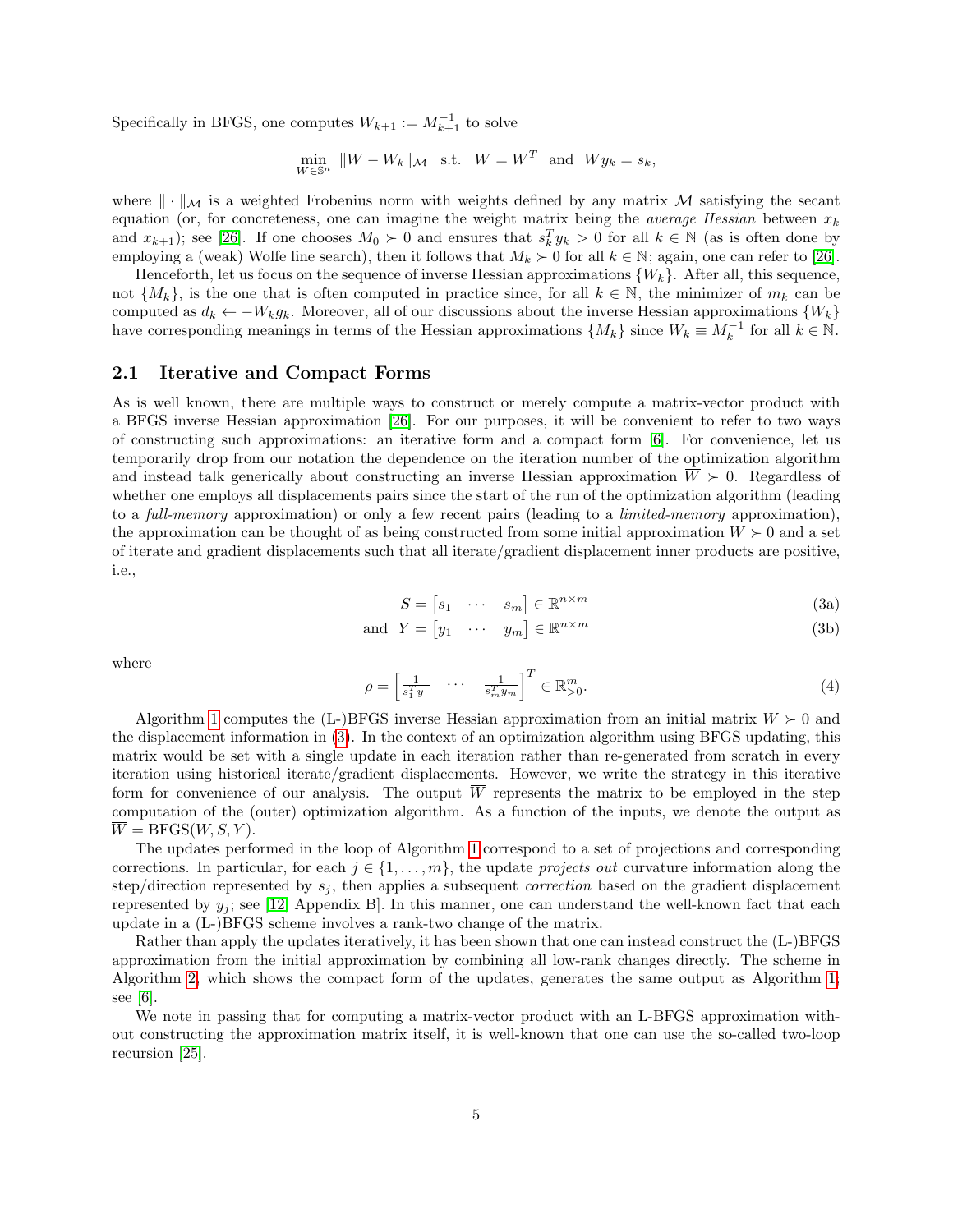Specifically in BFGS, one computes $W_{k+1} := M_{k+1}^{-1}$ to solve

$$\min_{W \in \mathbb{S}^n} \ \|W - W_k\|_{\mathcal{M}} \ \text{ s.t. } \ W = W^T \ \text{ and } \ W y_k = s_k,$$

where $\|\cdot\|_{\mathcal{M}}$ is a weighted Frobenius norm with weights defined by any matrix $\mathcal{M}$ satisfying the secant equation (or, for concreteness, one can imagine the weight matrix being the *average Hessian* between $x_k$ and $x_{k+1}$); see [26]. If one chooses $M_0 \succ 0$ and ensures that $s_k^T y_k > 0$ for all $k \in \mathbb{N}$ (as is often done by employing a (weak) Wolfe line search), then it follows that $M_k \succ 0$ for all $k \in \mathbb{N}$; again, one can refer to [26].

Henceforth, let us focus on the sequence of inverse Hessian approximations $\{W_k\}$. After all, this sequence, not $\{M_k\}$, is the one that is often computed in practice since, for all $k \in \mathbb{N}$, the minimizer of $m_k$ can be computed as $d_k \leftarrow -W_k g_k$. Moreover, all of our discussions about the inverse Hessian approximations $\{W_k\}$ have corresponding meanings in terms of the Hessian approximations $\{M_k\}$ since $W_k \equiv M_k^{-1}$ for all $k \in \mathbb{N}$.

## 2.1 Iterative and Compact Forms

As is well known, there are multiple ways to construct or merely compute a matrix-vector product with a BFGS inverse Hessian approximation [26]. For our purposes, it will be convenient to refer to two ways of constructing such approximations: an iterative form and a compact form [6]. For convenience, let us temporarily drop from our notation the dependence on the iteration number of the optimization algorithm and instead talk generically about constructing an inverse Hessian approximation $\overline{W} \succ 0$. Regardless of whether one employs all displacements pairs since the start of the run of the optimization algorithm (leading to a *full-memory* approximation) or only a few recent pairs (leading to a *limited-memory* approximation), the approximation can be thought of as being constructed from some initial approximation $W \succ 0$ and a set of iterate and gradient displacements such that all iterate/gradient displacement inner products are positive, i.e.,

$$S = \begin{bmatrix} s_1 & \cdots & s_m \end{bmatrix} \in \mathbb{R}^{n \times m} \tag{3a}$$

$$\text{and } \ Y = \begin{bmatrix} y_1 & \cdots & y_m \end{bmatrix} \in \mathbb{R}^{n \times m} \tag{3b}$$

where

$$\rho = \begin{bmatrix} \frac{1}{s_1^T y_1} & \cdots & \frac{1}{s_m^T y_m} \end{bmatrix}^T \in \mathbb{R}^m_{>0}. \tag{4}$$

Algorithm 1 computes the (L-)BFGS inverse Hessian approximation from an initial matrix $W \succ 0$ and the displacement information in (3). In the context of an optimization algorithm using BFGS updating, this matrix would be set with a single update in each iteration rather than re-generated from scratch in every iteration using historical iterate/gradient displacements. However, we write the strategy in this iterative form for convenience of our analysis. The output $\overline{W}$ represents the matrix to be employed in the step computation of the (outer) optimization algorithm. As a function of the inputs, we denote the output as $\overline{W} = \text{BFGS}(W, S, Y)$.

The updates performed in the loop of Algorithm 1 correspond to a set of projections and corresponding corrections. In particular, for each $j \in \{1, \ldots, m\}$, the update *projects out* curvature information along the step/direction represented by $s_j$, then applies a subsequent *correction* based on the gradient displacement represented by $y_j$; see [12, Appendix B]. In this manner, one can understand the well-known fact that each update in a (L-)BFGS scheme involves a rank-two change of the matrix.

Rather than apply the updates iteratively, it has been shown that one can instead construct the (L-)BFGS approximation from the initial approximation by combining all low-rank changes directly. The scheme in Algorithm 2, which shows the compact form of the updates, generates the same output as Algorithm 1; see [6].

We note in passing that for computing a matrix-vector product with an L-BFGS approximation without constructing the approximation matrix itself, it is well-known that one can use the so-called two-loop recursion [25].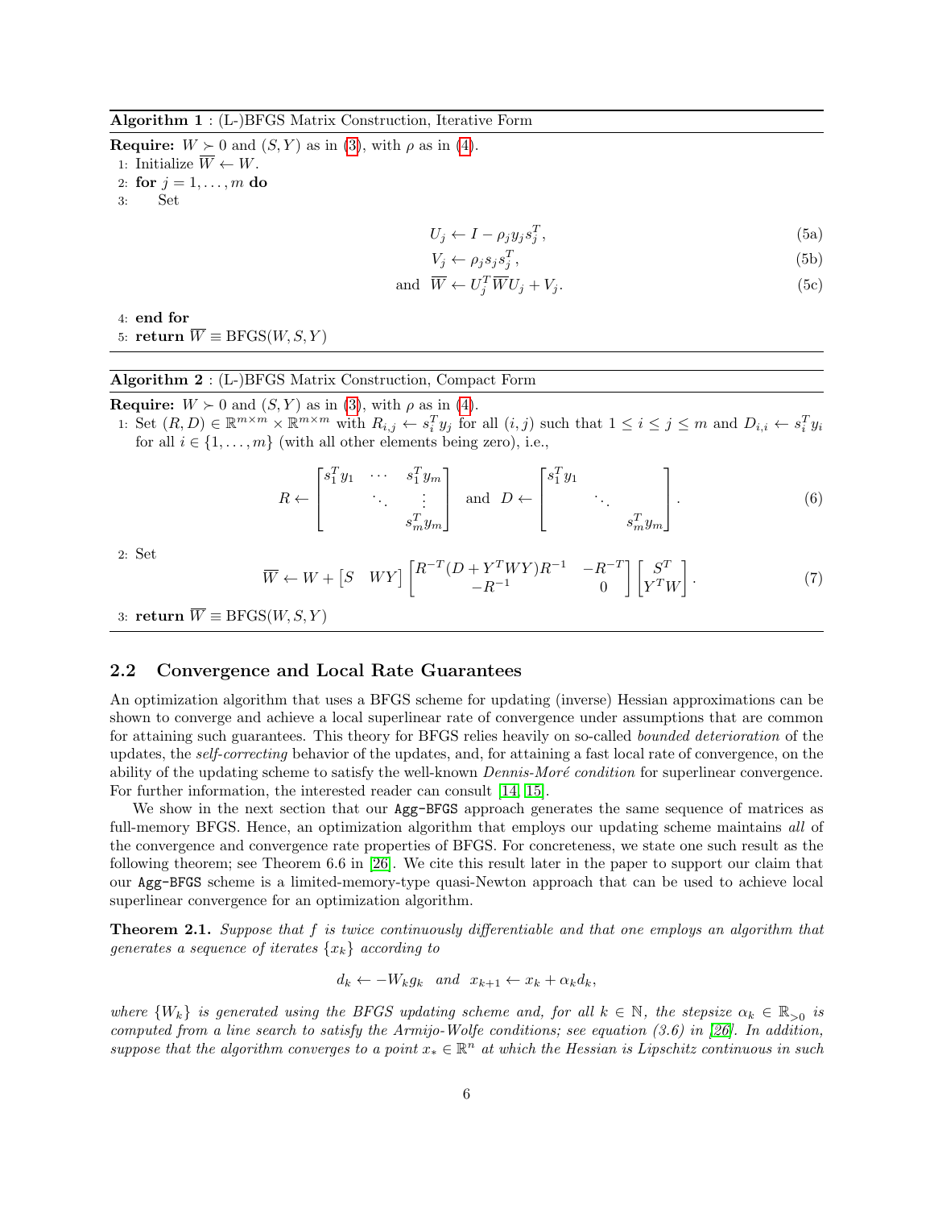**Algorithm 1** : (L-)BFGS Matrix Construction, Iterative Form

**Require:** $W \succ 0$ and $(S, Y)$ as in (3), with $\rho$ as in (4).

1: Initialize $\overline{W} \leftarrow W$.

2: **for** $j = 1, \dots, m$ **do**

3: Set

$$U_j \leftarrow I - \rho_j y_j s_j^T, \tag{5a}$$

$$V_j \leftarrow \rho_j s_j s_j^T, \tag{5b}$$

$$\text{and } \overline{W} \leftarrow U_j^T \overline{W} U_j + V_j. \tag{5c}$$

4: **end for**

5: **return** $\overline{W} \equiv \text{BFGS}(W, S, Y)$

**Algorithm 2** : (L-)BFGS Matrix Construction, Compact Form

**Require:** $W \succ 0$ and $(S, Y)$ as in (3), with $\rho$ as in (4).

1: Set $(R, D) \in \mathbb{R}^{m \times m} \times \mathbb{R}^{m \times m}$ with $R_{i,j} \leftarrow s_i^T y_j$ for all $(i, j)$ such that $1 \leq i \leq j \leq m$ and $D_{i,i} \leftarrow s_i^T y_i$ for all $i \in \{1, \dots, m\}$ (with all other elements being zero), i.e.,

$$R \leftarrow \begin{bmatrix} s_1^T y_1 & \cdots & s_1^T y_m \\ & \ddots & \vdots \\ & & s_m^T y_m \end{bmatrix} \text{ and } D \leftarrow \begin{bmatrix} s_1^T y_1 & & \\ & \ddots & \\ & & s_m^T y_m \end{bmatrix}. \tag{6}$$

2: Set

$$\overline{W} \leftarrow W + \begin{bmatrix} S & WY \end{bmatrix} \begin{bmatrix} R^{-T}(D + Y^T W Y) R^{-1} & -R^{-T} \\ -R^{-1} & 0 \end{bmatrix} \begin{bmatrix} S^T \\ Y^T W \end{bmatrix}. \tag{7}$$

3: **return** $\overline{W} \equiv \text{BFGS}(W, S, Y)$

## 2.2 Convergence and Local Rate Guarantees

An optimization algorithm that uses a BFGS scheme for updating (inverse) Hessian approximations can be shown to converge and achieve a local superlinear rate of convergence under assumptions that are common for attaining such guarantees. This theory for BFGS relies heavily on so-called *bounded deterioration* of the updates, the *self-correcting* behavior of the updates, and, for attaining a fast local rate of convergence, on the ability of the updating scheme to satisfy the well-known *Dennis-Moré condition* for superlinear convergence. For further information, the interested reader can consult [14, 15].

We show in the next section that our `Agg-BFGS` approach generates the same sequence of matrices as full-memory BFGS. Hence, an optimization algorithm that employs our updating scheme maintains *all* of the convergence and convergence rate properties of BFGS. For concreteness, we state one such result as the following theorem; see Theorem 6.6 in [26]. We cite this result later in the paper to support our claim that our `Agg-BFGS` scheme is a limited-memory-type quasi-Newton approach that can be used to achieve local superlinear convergence for an optimization algorithm.

**Theorem 2.1.** *Suppose that $f$ is twice continuously differentiable and that one employs an algorithm that generates a sequence of iterates $\{x_k\}$ according to*

$$d_k \leftarrow -W_k g_k \quad \text{and} \quad x_{k+1} \leftarrow x_k + \alpha_k d_k,$$

*where $\{W_k\}$ is generated using the BFGS updating scheme and, for all $k \in \mathbb{N}$, the stepsize $\alpha_k \in \mathbb{R}_{>0}$ is computed from a line search to satisfy the Armijo-Wolfe conditions; see equation (3.6) in [26]. In addition, suppose that the algorithm converges to a point $x_* \in \mathbb{R}^n$ at which the Hessian is Lipschitz continuous in such*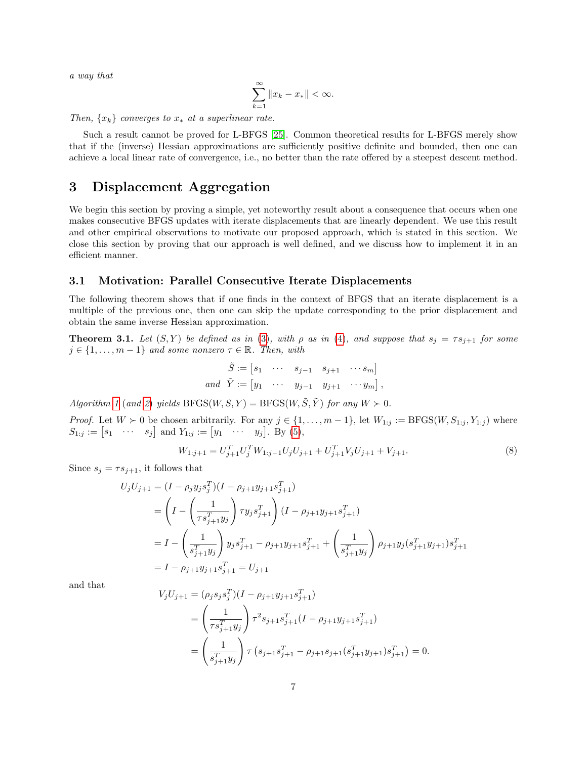*a way that*

$$\sum_{k=1}^{\infty} \|x_k - x_*\| < \infty.$$

*Then, $\{x_k\}$ converges to $x_*$ at a superlinear rate.*

Such a result cannot be proved for L-BFGS [25]. Common theoretical results for L-BFGS merely show that if the (inverse) Hessian approximations are sufficiently positive definite and bounded, then one can achieve a local linear rate of convergence, i.e., no better than the rate offered by a steepest descent method.

# 3 Displacement Aggregation

We begin this section by proving a simple, yet noteworthy result about a consequence that occurs when one makes consecutive BFGS updates with iterate displacements that are linearly dependent. We use this result and other empirical observations to motivate our proposed approach, which is stated in this section. We close this section by proving that our approach is well defined, and we discuss how to implement it in an efficient manner.

## 3.1 Motivation: Parallel Consecutive Iterate Displacements

The following theorem shows that if one finds in the context of BFGS that an iterate displacement is a multiple of the previous one, then one can skip the update corresponding to the prior displacement and obtain the same inverse Hessian approximation.

**Theorem 3.1.** *Let $(S, Y)$ be defined as in (3), with $\rho$ as in (4), and suppose that $s_j = \tau s_{j+1}$ for some $j \in \{1, \dots, m-1\}$ and some nonzero $\tau \in \mathbb{R}$. Then, with*

$$\tilde{S} := \begin{bmatrix} s_1 & \cdots & s_{j-1} & s_{j+1} & \cdots s_m \end{bmatrix}$$
$$\text{and } \tilde{Y} := \begin{bmatrix} y_1 & \cdots & y_{j-1} & y_{j+1} & \cdots y_m \end{bmatrix},$$

*Algorithm 1 (and 2) yields* $\text{BFGS}(W, S, Y) = \text{BFGS}(W, \tilde{S}, \tilde{Y})$ *for any $W \succ 0$.*

*Proof.* Let $W \succ 0$ be chosen arbitrarily. For any $j \in \{1, \dots, m-1\}$, let $W_{1:j} := \text{BFGS}(W, S_{1:j}, Y_{1:j})$ where $S_{1:j} := \begin{bmatrix} s_1 & \cdots & s_j \end{bmatrix}$ and $Y_{1:j} := \begin{bmatrix} y_1 & \cdots & y_j \end{bmatrix}$. By (5),

$$W_{1:j+1} = U_{j+1}^T U_j^T W_{1:j-1} U_j U_{j+1} + U_{j+1}^T V_j U_{j+1} + V_{j+1}. \tag{8}$$

Since $s_j = \tau s_{j+1}$, it follows that

$$\begin{aligned}
U_j U_{j+1} &= (I - \rho_j y_j s_j^T)(I - \rho_{j+1} y_{j+1} s_{j+1}^T) \\
&= \left( I - \left( \frac{1}{\tau s_{j+1}^T y_j} \right) \tau y_j s_{j+1}^T \right) (I - \rho_{j+1} y_{j+1} s_{j+1}^T) \\
&= I - \left( \frac{1}{s_{j+1}^T y_j} \right) y_j s_{j+1}^T - \rho_{j+1} y_{j+1} s_{j+1}^T + \left( \frac{1}{s_{j+1}^T y_j} \right) \rho_{j+1} y_j (s_{j+1}^T y_{j+1}) s_{j+1}^T \\
&= I - \rho_{j+1} y_{j+1} s_{j+1}^T = U_{j+1}
\end{aligned}$$

and that

$$\begin{aligned}
V_j U_{j+1} &= (\rho_j s_j s_j^T)(I - \rho_{j+1} y_{j+1} s_{j+1}^T) \\
&= \left( \frac{1}{\tau s_{j+1}^T y_j} \right) \tau^2 s_{j+1} s_{j+1}^T (I - \rho_{j+1} y_{j+1} s_{j+1}^T) \\
&= \left( \frac{1}{s_{j+1}^T y_j} \right) \tau \left( s_{j+1} s_{j+1}^T - \rho_{j+1} s_{j+1} (s_{j+1}^T y_{j+1}) s_{j+1}^T \right) = 0.
\end{aligned}$$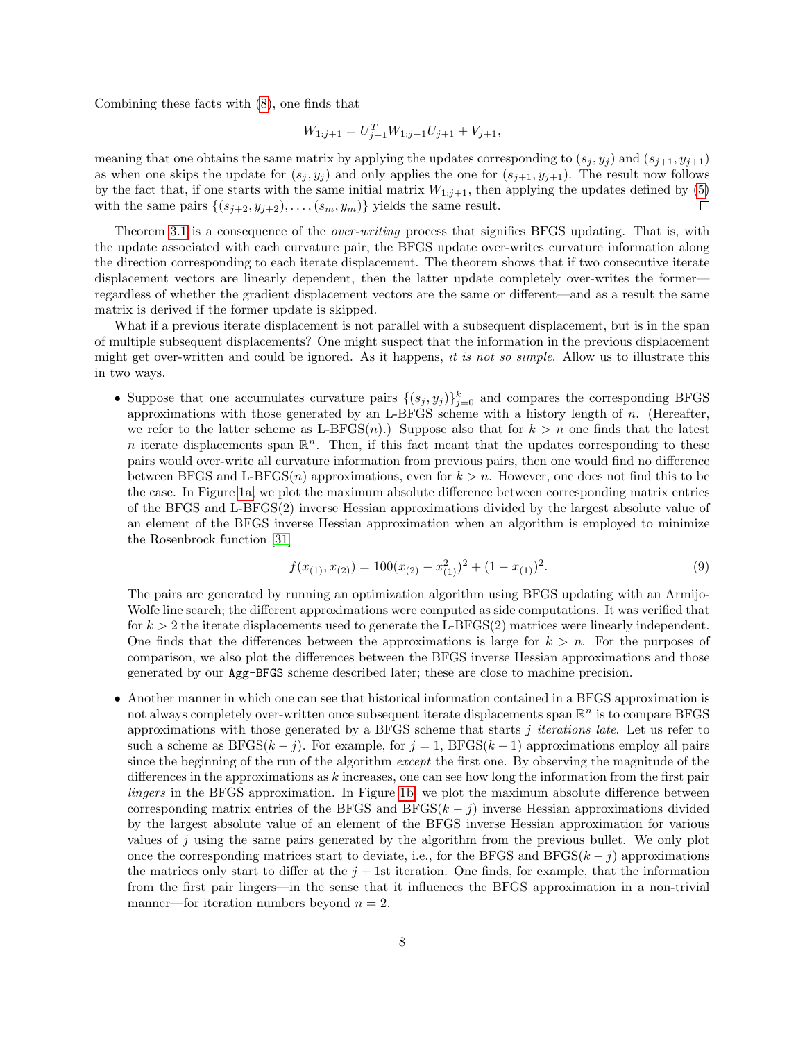Combining these facts with (8), one finds that

$$W_{1:j+1} = U_{j+1}^T W_{1:j-1} U_{j+1} + V_{j+1},$$

meaning that one obtains the same matrix by applying the updates corresponding to $(s_j, y_j)$ and $(s_{j+1}, y_{j+1})$ as when one skips the update for $(s_j, y_j)$ and only applies the one for $(s_{j+1}, y_{j+1})$. The result now follows by the fact that, if one starts with the same initial matrix $W_{1:j+1}$, then applying the updates defined by (5) with the same pairs $\{(s_{j+2}, y_{j+2}), \ldots, (s_m, y_m)\}$ yields the same result. □

Theorem 3.1 is a consequence of the *over-writing* process that signifies BFGS updating. That is, with the update associated with each curvature pair, the BFGS update over-writes curvature information along the direction corresponding to each iterate displacement. The theorem shows that if two consecutive iterate displacement vectors are linearly dependent, then the latter update completely over-writes the former—regardless of whether the gradient displacement vectors are the same or different—and as a result the same matrix is derived if the former update is skipped.

What if a previous iterate displacement is not parallel with a subsequent displacement, but is in the span of multiple subsequent displacements? One might suspect that the information in the previous displacement might get over-written and could be ignored. As it happens, *it is not so simple*. Allow us to illustrate this in two ways.

- Suppose that one accumulates curvature pairs $\{(s_j, y_j)\}_{j=0}^k$ and compares the corresponding BFGS approximations with those generated by an L-BFGS scheme with a history length of $n$. (Hereafter, we refer to the latter scheme as L-BFGS($n$).) Suppose also that for $k > n$ one finds that the latest $n$ iterate displacements span $\mathbb{R}^n$. Then, if this fact meant that the updates corresponding to these pairs would over-write all curvature information from previous pairs, then one would find no difference between BFGS and L-BFGS($n$) approximations, even for $k > n$. However, one does not find this to be the case. In Figure 1a, we plot the maximum absolute difference between corresponding matrix entries of the BFGS and L-BFGS(2) inverse Hessian approximations divided by the largest absolute value of an element of the BFGS inverse Hessian approximation when an algorithm is employed to minimize the Rosenbrock function [31]

$$f(x_{(1)}, x_{(2)}) = 100(x_{(2)} - x_{(1)}^2)^2 + (1 - x_{(1)})^2. \tag{9}$$

  The pairs are generated by running an optimization algorithm using BFGS updating with an Armijo-Wolfe line search; the different approximations were computed as side computations. It was verified that for $k > 2$ the iterate displacements used to generate the L-BFGS(2) matrices were linearly independent. One finds that the differences between the approximations is large for $k > n$. For the purposes of comparison, we also plot the differences between the BFGS inverse Hessian approximations and those generated by our `Agg-BFGS` scheme described later; these are close to machine precision.

- Another manner in which one can see that historical information contained in a BFGS approximation is not always completely over-written once subsequent iterate displacements span $\mathbb{R}^n$ is to compare BFGS approximations with those generated by a BFGS scheme that starts $j$ *iterations late*. Let us refer to such a scheme as BFGS($k - j$). For example, for $j = 1$, BFGS($k - 1$) approximations employ all pairs since the beginning of the run of the algorithm *except* the first one. By observing the magnitude of the differences in the approximations as $k$ increases, one can see how long the information from the first pair *lingers* in the BFGS approximation. In Figure 1b, we plot the maximum absolute difference between corresponding matrix entries of the BFGS and BFGS($k - j$) inverse Hessian approximations divided by the largest absolute value of an element of the BFGS inverse Hessian approximation for various values of $j$ using the same pairs generated by the algorithm from the previous bullet. We only plot once the corresponding matrices start to deviate, i.e., for the BFGS and BFGS($k - j$) approximations the matrices only start to differ at the $j + 1$st iteration. One finds, for example, that the information from the first pair lingers—in the sense that it influences the BFGS approximation in a non-trivial manner—for iteration numbers beyond $n = 2$.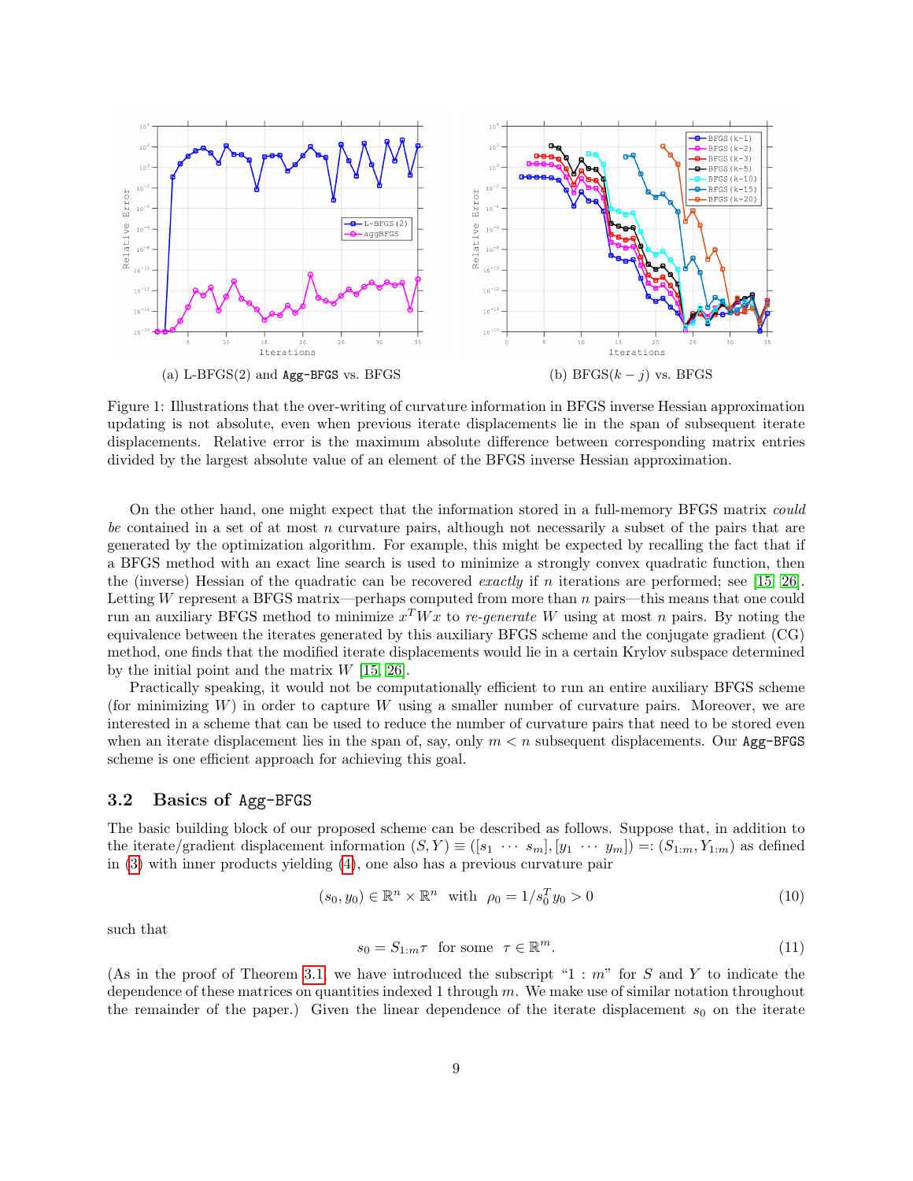(a) L-BFGS(2) and Agg-BFGS vs. BFGS

(b) BFGS($k-j$) vs. BFGS

Figure 1: Illustrations that the over-writing of curvature information in BFGS inverse Hessian approximation updating is not absolute, even when previous iterate displacements lie in the span of subsequent iterate displacements. Relative error is the maximum absolute difference between corresponding matrix entries divided by the largest absolute value of an element of the BFGS inverse Hessian approximation.

On the other hand, one might expect that the information stored in a full-memory BFGS matrix *could be* contained in a set of at most $n$ curvature pairs, although not necessarily a subset of the pairs that are generated by the optimization algorithm. For example, this might be expected by recalling the fact that if a BFGS method with an exact line search is used to minimize a strongly convex quadratic function, then the (inverse) Hessian of the quadratic can be recovered *exactly* if $n$ iterations are performed; see [15, 26]. Letting $W$ represent a BFGS matrix—perhaps computed from more than $n$ pairs—this means that one could run an auxiliary BFGS method to minimize $x^T Wx$ to *re-generate* $W$ using at most $n$ pairs. By noting the equivalence between the iterates generated by this auxiliary BFGS scheme and the conjugate gradient (CG) method, one finds that the modified iterate displacements would lie in a certain Krylov subspace determined by the initial point and the matrix $W$ [15, 26].

Practically speaking, it would not be computationally efficient to run an entire auxiliary BFGS scheme (for minimizing $W$) in order to capture $W$ using a smaller number of curvature pairs. Moreover, we are interested in a scheme that can be used to reduce the number of curvature pairs that need to be stored even when an iterate displacement lies in the span of, say, only $m < n$ subsequent displacements. Our Agg-BFGS scheme is one efficient approach for achieving this goal.

### 3.2 Basics of Agg-BFGS

The basic building block of our proposed scheme can be described as follows. Suppose that, in addition to the iterate/gradient displacement information $(S, Y) \equiv ([s_1 \ \cdots \ s_m], [y_1 \ \cdots \ y_m]) =: (S_{1:m}, Y_{1:m})$ as defined in (3) with inner products yielding (4), one also has a previous curvature pair

$$(s_0, y_0) \in \mathbb{R}^n \times \mathbb{R}^n \quad \text{with} \quad \rho_0 = 1/s_0^T y_0 > 0 \tag{10}$$

such that

$$s_0 = S_{1:m}\tau \quad \text{for some} \quad \tau \in \mathbb{R}^m. \tag{11}$$

(As in the proof of Theorem 3.1, we have introduced the subscript "$1:m$" for $S$ and $Y$ to indicate the dependence of these matrices on quantities indexed 1 through $m$. We make use of similar notation throughout the remainder of the paper.) Given the linear dependence of the iterate displacement $s_0$ on the iterate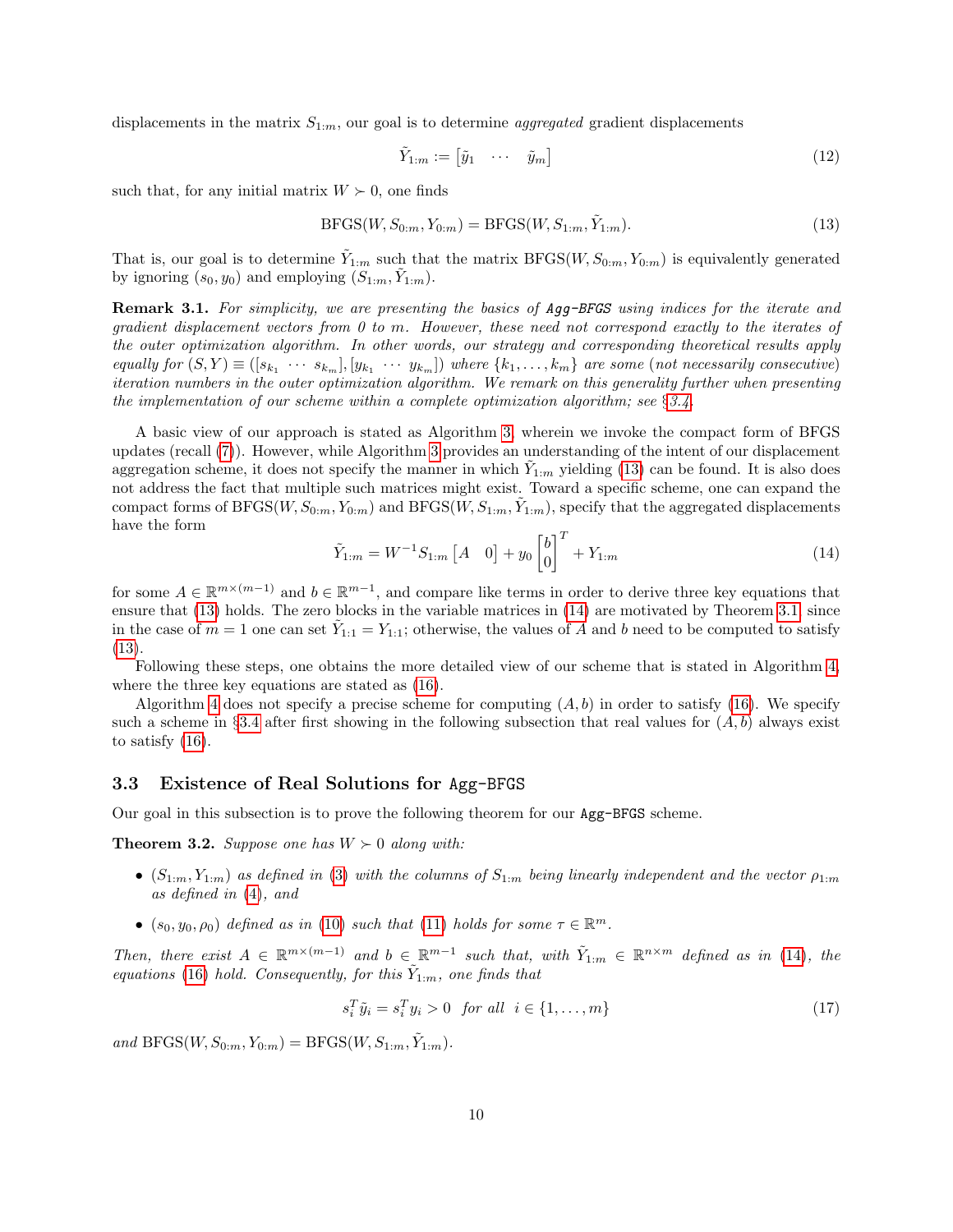displacements in the matrix $S_{1:m}$, our goal is to determine *aggregated* gradient displacements

$$\tilde{Y}_{1:m} := \begin{bmatrix} \tilde{y}_1 & \cdots & \tilde{y}_m \end{bmatrix} \tag{12}$$

such that, for any initial matrix $W \succ 0$, one finds

$$\text{BFGS}(W, S_{0:m}, Y_{0:m}) = \text{BFGS}(W, S_{1:m}, \tilde{Y}_{1:m}). \tag{13}$$

That is, our goal is to determine $\tilde{Y}_{1:m}$ such that the matrix $\text{BFGS}(W, S_{0:m}, Y_{0:m})$ is equivalently generated by ignoring $(s_0, y_0)$ and employing $(S_{1:m}, \tilde{Y}_{1:m})$.

**Remark 3.1.** *For simplicity, we are presenting the basics of* `Agg-BFGS` *using indices for the iterate and gradient displacement vectors from 0 to m. However, these need not correspond exactly to the iterates of the outer optimization algorithm. In other words, our strategy and corresponding theoretical results apply equally for* $(S, Y) \equiv ([s_{k_1} \ \cdots \ s_{k_m}], [y_{k_1} \ \cdots \ y_{k_m}])$ *where* $\{k_1, \ldots, k_m\}$ *are some (not necessarily consecutive) iteration numbers in the outer optimization algorithm. We remark on this generality further when presenting the implementation of our scheme within a complete optimization algorithm; see §3.4.*

A basic view of our approach is stated as Algorithm 3, wherein we invoke the compact form of BFGS updates (recall (7)). However, while Algorithm 3 provides an understanding of the intent of our displacement aggregation scheme, it does not specify the manner in which $\tilde{Y}_{1:m}$ yielding (13) can be found. It is also does not address the fact that multiple such matrices might exist. Toward a specific scheme, one can expand the compact forms of $\text{BFGS}(W, S_{0:m}, Y_{0:m})$ and $\text{BFGS}(W, S_{1:m}, \tilde{Y}_{1:m})$, specify that the aggregated displacements have the form

$$\tilde{Y}_{1:m} = W^{-1} S_{1:m} \begin{bmatrix} A & 0 \end{bmatrix} + y_0 \begin{bmatrix} b \\ 0 \end{bmatrix}^T + Y_{1:m} \tag{14}$$

for some $A \in \mathbb{R}^{m \times (m-1)}$ and $b \in \mathbb{R}^{m-1}$, and compare like terms in order to derive three key equations that ensure that (13) holds. The zero blocks in the variable matrices in (14) are motivated by Theorem 3.1 since in the case of $m = 1$ one can set $\tilde{Y}_{1:1} = Y_{1:1}$; otherwise, the values of $A$ and $b$ need to be computed to satisfy (13).

Following these steps, one obtains the more detailed view of our scheme that is stated in Algorithm 4, where the three key equations are stated as (16).

Algorithm 4 does not specify a precise scheme for computing $(A, b)$ in order to satisfy (16). We specify such a scheme in §3.4 after first showing in the following subsection that real values for $(A, b)$ always exist to satisfy (16).

### 3.3 Existence of Real Solutions for `Agg-BFGS`

Our goal in this subsection is to prove the following theorem for our `Agg-BFGS` scheme.

**Theorem 3.2.** *Suppose one has* $W \succ 0$ *along with:*

- $(S_{1:m}, Y_{1:m})$ *as defined in (3) with the columns of* $S_{1:m}$ *being linearly independent and the vector* $\rho_{1:m}$ *as defined in (4), and*
- $(s_0, y_0, \rho_0)$ *defined as in (10) such that (11) holds for some* $\tau \in \mathbb{R}^m$.

*Then, there exist* $A \in \mathbb{R}^{m \times (m-1)}$ *and* $b \in \mathbb{R}^{m-1}$ *such that, with* $\tilde{Y}_{1:m} \in \mathbb{R}^{n \times m}$ *defined as in (14), the equations (16) hold. Consequently, for this* $\tilde{Y}_{1:m}$*, one finds that*

$$s_i^T \tilde{y}_i = s_i^T y_i > 0 \quad \text{for all} \quad i \in \{1, \ldots, m\} \tag{17}$$

*and* $\text{BFGS}(W, S_{0:m}, Y_{0:m}) = \text{BFGS}(W, S_{1:m}, \tilde{Y}_{1:m})$.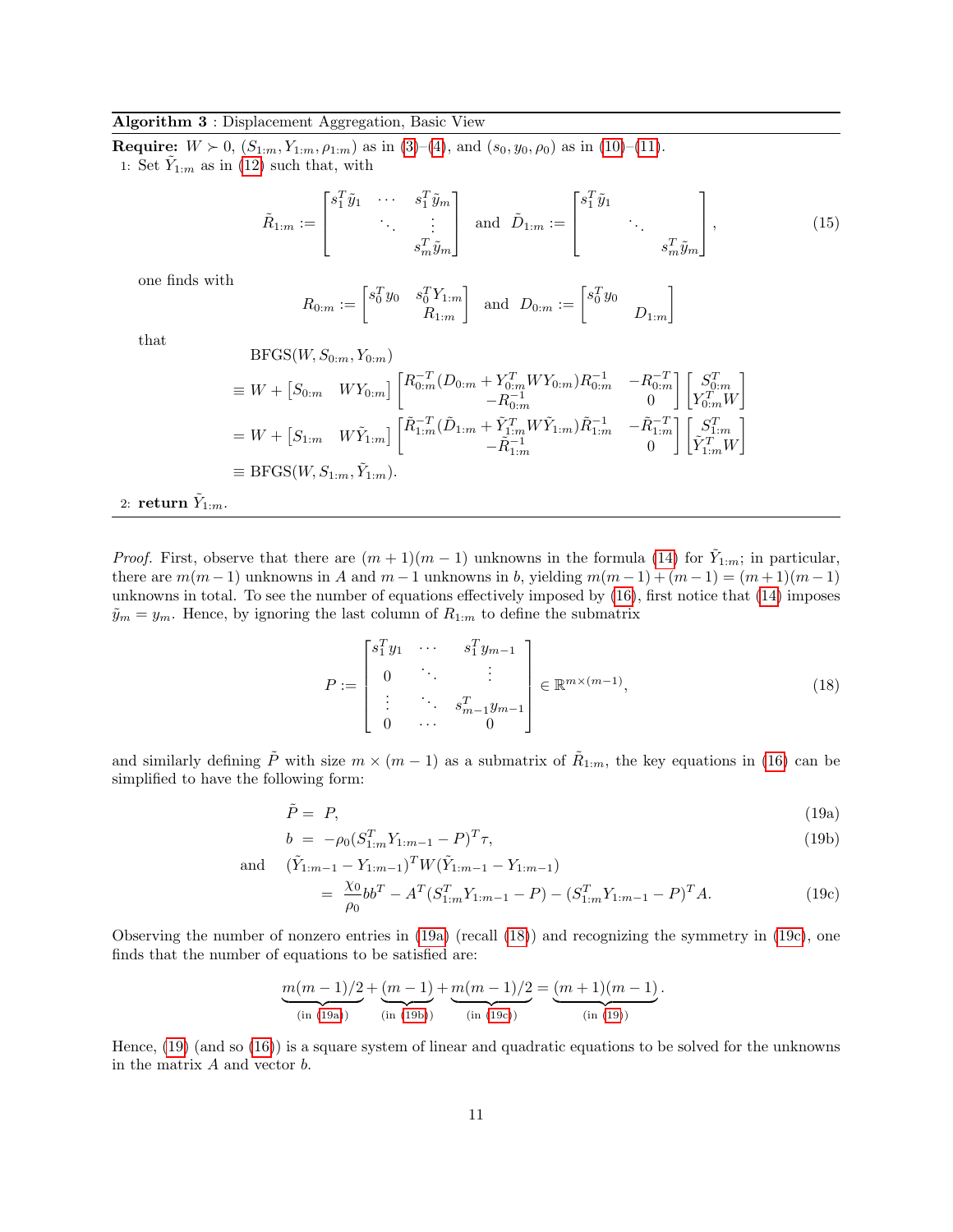**Algorithm 3** : Displacement Aggregation, Basic View

**Require:** $W \succ 0$, $(S_{1:m}, Y_{1:m}, \rho_{1:m})$ as in (3)–(4), and $(s_0, y_0, \rho_0)$ as in (10)–(11).

1: Set $\tilde{Y}_{1:m}$ as in (12) such that, with

$$\tilde{R}_{1:m} := \begin{bmatrix} s_1^T \tilde{y}_1 & \cdots & s_1^T \tilde{y}_m \\ & \ddots & \vdots \\ & & s_m^T \tilde{y}_m \end{bmatrix} \text{ and } \tilde{D}_{1:m} := \begin{bmatrix} s_1^T \tilde{y}_1 & & \\ & \ddots & \\ & & s_m^T \tilde{y}_m \end{bmatrix}, \tag{15}$$

one finds with

$$R_{0:m} := \begin{bmatrix} s_0^T y_0 & s_0^T Y_{1:m} \\ & R_{1:m} \end{bmatrix} \text{ and } D_{0:m} := \begin{bmatrix} s_0^T y_0 & \\ & D_{1:m} \end{bmatrix}$$

that

$$\begin{aligned} &\text{BFGS}(W, S_{0:m}, Y_{0:m}) \\ &\equiv W + \begin{bmatrix} S_{0:m} & WY_{0:m} \end{bmatrix} \begin{bmatrix} R_{0:m}^{-T}(D_{0:m} + Y_{0:m}^T W Y_{0:m}) R_{0:m}^{-1} & -R_{0:m}^{-T} \\ -R_{0:m}^{-1} & 0 \end{bmatrix} \begin{bmatrix} S_{0:m}^T \\ Y_{0:m}^T W \end{bmatrix} \\ &= W + \begin{bmatrix} S_{1:m} & W\tilde{Y}_{1:m} \end{bmatrix} \begin{bmatrix} \tilde{R}_{1:m}^{-T}(\tilde{D}_{1:m} + \tilde{Y}_{1:m}^T W \tilde{Y}_{1:m}) \tilde{R}_{1:m}^{-1} & -\tilde{R}_{1:m}^{-T} \\ -\tilde{R}_{1:m}^{-1} & 0 \end{bmatrix} \begin{bmatrix} S_{1:m}^T \\ \tilde{Y}_{1:m}^T W \end{bmatrix} \\ &\equiv \text{BFGS}(W, S_{1:m}, \tilde{Y}_{1:m}). \end{aligned}$$

2: **return** $\tilde{Y}_{1:m}$.

---

*Proof.* First, observe that there are $(m+1)(m-1)$ unknowns in the formula (14) for $\tilde{Y}_{1:m}$; in particular, there are $m(m-1)$ unknowns in $A$ and $m-1$ unknowns in $b$, yielding $m(m-1)+(m-1) = (m+1)(m-1)$ unknowns in total. To see the number of equations effectively imposed by (16), first notice that (14) imposes $\tilde{y}_m = y_m$. Hence, by ignoring the last column of $R_{1:m}$ to define the submatrix

$$P := \begin{bmatrix} s_1^T y_1 & \cdots & s_1^T y_{m-1} \\ 0 & \ddots & \vdots \\ \vdots & \ddots & s_{m-1}^T y_{m-1} \\ 0 & \cdots & 0 \end{bmatrix} \in \mathbb{R}^{m \times (m-1)}, \tag{18}$$

and similarly defining $\tilde{P}$ with size $m \times (m-1)$ as a submatrix of $\tilde{R}_{1:m}$, the key equations in (16) can be simplified to have the following form:

$$\tilde{P} = P, \tag{19a}$$

$$b = -\rho_0 (S_{1:m}^T Y_{1:m-1} - P)^T \tau, \tag{19b}$$

$$\text{and} \quad (\tilde{Y}_{1:m-1} - Y_{1:m-1})^T W (\tilde{Y}_{1:m-1} - Y_{1:m-1}) = \frac{\chi_0}{\rho_0} b b^T - A^T (S_{1:m}^T Y_{1:m-1} - P) - (S_{1:m}^T Y_{1:m-1} - P)^T A. \tag{19c}$$

Observing the number of nonzero entries in (19a) (recall (18)) and recognizing the symmetry in (19c), one finds that the number of equations to be satisfied are:

$$\underbrace{m(m-1)/2}_{\text{(in (19a))}} + \underbrace{(m-1)}_{\text{(in (19b))}} + \underbrace{m(m-1)/2}_{\text{(in (19c))}} = \underbrace{(m+1)(m-1)}_{\text{(in (19))}}.$$

Hence, (19) (and so (16)) is a square system of linear and quadratic equations to be solved for the unknowns in the matrix $A$ and vector $b$.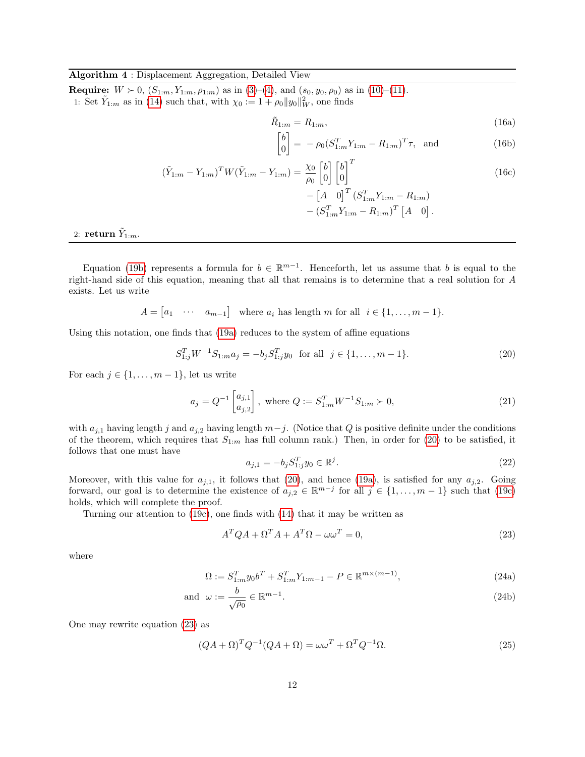**Algorithm 4** : Displacement Aggregation, Detailed View

**Require:** $W \succ 0$, $(S_{1:m}, Y_{1:m}, \rho_{1:m})$ as in (3)–(4), and $(s_0, y_0, \rho_0)$ as in (10)–(11).

1: Set $\tilde{Y}_{1:m}$ as in (14) such that, with $\chi_0 := 1 + \rho_0 \|y_0\|_W^2$, one finds

$$\tilde{R}_{1:m} = R_{1:m}, \tag{16a}$$

$$\begin{bmatrix} b \\ 0 \end{bmatrix} = -\rho_0 (S_{1:m}^T Y_{1:m} - R_{1:m})^T \tau, \text{ and} \tag{16b}$$

$$\begin{aligned}(\tilde{Y}_{1:m} - Y_{1:m})^T W (\tilde{Y}_{1:m} - Y_{1:m}) = {} & \frac{\chi_0}{\rho_0} \begin{bmatrix} b \\ 0 \end{bmatrix} \begin{bmatrix} b \\ 0 \end{bmatrix}^T \\ & - \begin{bmatrix} A & 0 \end{bmatrix}^T (S_{1:m}^T Y_{1:m} - R_{1:m}) \\ & - (S_{1:m}^T Y_{1:m} - R_{1:m})^T \begin{bmatrix} A & 0 \end{bmatrix}. \end{aligned} \tag{16c}$$

2: **return** $\tilde{Y}_{1:m}$.

---

Equation (19b) represents a formula for $b \in \mathbb{R}^{m-1}$. Henceforth, let us assume that $b$ is equal to the right-hand side of this equation, meaning that all that remains is to determine that a real solution for $A$ exists. Let us write

$$A = \begin{bmatrix} a_1 & \cdots & a_{m-1} \end{bmatrix} \text{ where } a_i \text{ has length } m \text{ for all } i \in \{1, \dots, m-1\}.$$

Using this notation, one finds that (19a) reduces to the system of affine equations

$$S_{1:j}^T W^{-1} S_{1:m} a_j = -b_j S_{1:j}^T y_0 \text{ for all } j \in \{1, \dots, m-1\}. \tag{20}$$

For each $j \in \{1, \dots, m-1\}$, let us write

$$a_j = Q^{-1} \begin{bmatrix} a_{j,1} \\ a_{j,2} \end{bmatrix}, \text{ where } Q := S_{1:m}^T W^{-1} S_{1:m} \succ 0, \tag{21}$$

with $a_{j,1}$ having length $j$ and $a_{j,2}$ having length $m-j$. (Notice that $Q$ is positive definite under the conditions of the theorem, which requires that $S_{1:m}$ has full column rank.) Then, in order for (20) to be satisfied, it follows that one must have

$$a_{j,1} = -b_j S_{1:j}^T y_0 \in \mathbb{R}^j. \tag{22}$$

Moreover, with this value for $a_{j,1}$, it follows that (20), and hence (19a), is satisfied for any $a_{j,2}$. Going forward, our goal is to determine the existence of $a_{j,2} \in \mathbb{R}^{m-j}$ for all $j \in \{1, \dots, m-1\}$ such that (19c) holds, which will complete the proof.

Turning our attention to (19c), one finds with (14) that it may be written as

$$A^T Q A + \Omega^T A + A^T \Omega - \omega \omega^T = 0, \tag{23}$$

where

$$\Omega := S_{1:m}^T y_0 b^T + S_{1:m}^T Y_{1:m-1} - P \in \mathbb{R}^{m \times (m-1)}, \tag{24a}$$

$$\text{and } \omega := \frac{b}{\sqrt{\rho_0}} \in \mathbb{R}^{m-1}. \tag{24b}$$

One may rewrite equation (23) as

$$(QA + \Omega)^T Q^{-1} (QA + \Omega) = \omega \omega^T + \Omega^T Q^{-1} \Omega. \tag{25}$$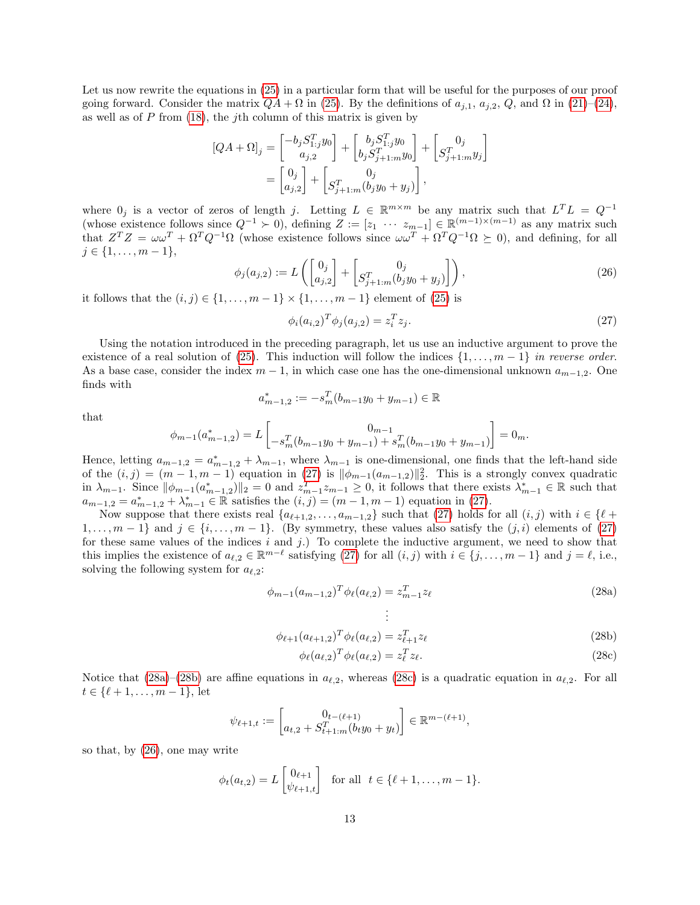Let us now rewrite the equations in (25) in a particular form that will be useful for the purposes of our proof going forward. Consider the matrix $QA + \Omega$ in (25). By the definitions of $a_{j,1}$, $a_{j,2}$, $Q$, and $\Omega$ in (21)–(24), as well as of $P$ from (18), the $j$th column of this matrix is given by

$$[QA + \Omega]_j = \begin{bmatrix} -b_j S_{1:j}^T y_0 \\ a_{j,2} \end{bmatrix} + \begin{bmatrix} b_j S_{1:j}^T y_0 \\ b_j S_{j+1:m}^T y_0 \end{bmatrix} + \begin{bmatrix} 0_j \\ S_{j+1:m}^T y_j \end{bmatrix}$$
$$= \begin{bmatrix} 0_j \\ a_{j,2} \end{bmatrix} + \begin{bmatrix} 0_j \\ S_{j+1:m}^T (b_j y_0 + y_j) \end{bmatrix},$$

where $0_j$ is a vector of zeros of length $j$. Letting $L \in \mathbb{R}^{m \times m}$ be any matrix such that $L^T L = Q^{-1}$ (whose existence follows since $Q^{-1} \succ 0$), defining $Z := [z_1 \ \cdots \ z_{m-1}] \in \mathbb{R}^{(m-1)\times(m-1)}$ as any matrix such that $Z^T Z = \omega\omega^T + \Omega^T Q^{-1} \Omega$ (whose existence follows since $\omega\omega^T + \Omega^T Q^{-1}\Omega \succeq 0$), and defining, for all $j \in \{1, \dots, m-1\}$,

$$\phi_j(a_{j,2}) := L\left( \begin{bmatrix} 0_j \\ a_{j,2} \end{bmatrix} + \begin{bmatrix} 0_j \\ S_{j+1:m}^T (b_j y_0 + y_j) \end{bmatrix} \right), \tag{26}$$

it follows that the $(i, j) \in \{1, \dots, m-1\} \times \{1, \dots, m-1\}$ element of (25) is

$$\phi_i(a_{i,2})^T \phi_j(a_{j,2}) = z_i^T z_j. \tag{27}$$

Using the notation introduced in the preceding paragraph, let us use an inductive argument to prove the existence of a real solution of (25). This induction will follow the indices $\{1, \dots, m-1\}$ *in reverse order*. As a base case, consider the index $m-1$, in which case one has the one-dimensional unknown $a_{m-1,2}$. One finds with

$$a_{m-1,2}^* := -s_m^T (b_{m-1} y_0 + y_{m-1}) \in \mathbb{R}$$

that

$$\phi_{m-1}(a_{m-1,2}^*) = L \begin{bmatrix} 0_{m-1} \\ -s_m^T (b_{m-1} y_0 + y_{m-1}) + s_m^T (b_{m-1} y_0 + y_{m-1}) \end{bmatrix} = 0_m.$$

Hence, letting $a_{m-1,2} = a_{m-1,2}^* + \lambda_{m-1}$, where $\lambda_{m-1}$ is one-dimensional, one finds that the left-hand side of the $(i,j) = (m-1, m-1)$ equation in (27) is $\|\phi_{m-1}(a_{m-1,2})\|_2^2$. This is a strongly convex quadratic in $\lambda_{m-1}$. Since $\|\phi_{m-1}(a_{m-1,2}^*)\|_2 = 0$ and $z_{m-1}^T z_{m-1} \geq 0$, it follows that there exists $\lambda_{m-1}^* \in \mathbb{R}$ such that $a_{m-1,2} = a_{m-1,2}^* + \lambda_{m-1}^* \in \mathbb{R}$ satisfies the $(i,j) = (m-1, m-1)$ equation in (27).

Now suppose that there exists real $\{a_{\ell+1,2}, \dots, a_{m-1,2}\}$ such that (27) holds for all $(i,j)$ with $i \in \{\ell + 1, \dots, m-1\}$ and $j \in \{i, \dots, m-1\}$. (By symmetry, these values also satisfy the $(j,i)$ elements of (27) for these same values of the indices $i$ and $j$.) To complete the inductive argument, we need to show that this implies the existence of $a_{\ell,2} \in \mathbb{R}^{m-\ell}$ satisfying (27) for all $(i,j)$ with $i \in \{j, \dots, m-1\}$ and $j = \ell$, i.e., solving the following system for $a_{\ell,2}$:

$$\phi_{m-1}(a_{m-1,2})^T \phi_\ell(a_{\ell,2}) = z_{m-1}^T z_\ell \tag{28a}$$
$$\vdots$$
$$\phi_{\ell+1}(a_{\ell+1,2})^T \phi_\ell(a_{\ell,2}) = z_{\ell+1}^T z_\ell \tag{28b}$$
$$\phi_\ell(a_{\ell,2})^T \phi_\ell(a_{\ell,2}) = z_\ell^T z_\ell. \tag{28c}$$

Notice that (28a)–(28b) are affine equations in $a_{\ell,2}$, whereas (28c) is a quadratic equation in $a_{\ell,2}$. For all $t \in \{\ell+1, \dots, m-1\}$, let

$$\psi_{\ell+1,t} := \begin{bmatrix} 0_{t-(\ell+1)} \\ a_{t,2} + S_{t+1:m}^T (b_t y_0 + y_t) \end{bmatrix} \in \mathbb{R}^{m-(\ell+1)},$$

so that, by (26), one may write

$$\phi_t(a_{t,2}) = L \begin{bmatrix} 0_{\ell+1} \\ \psi_{\ell+1,t} \end{bmatrix} \quad \text{for all} \ \ t \in \{\ell+1, \dots, m-1\}.$$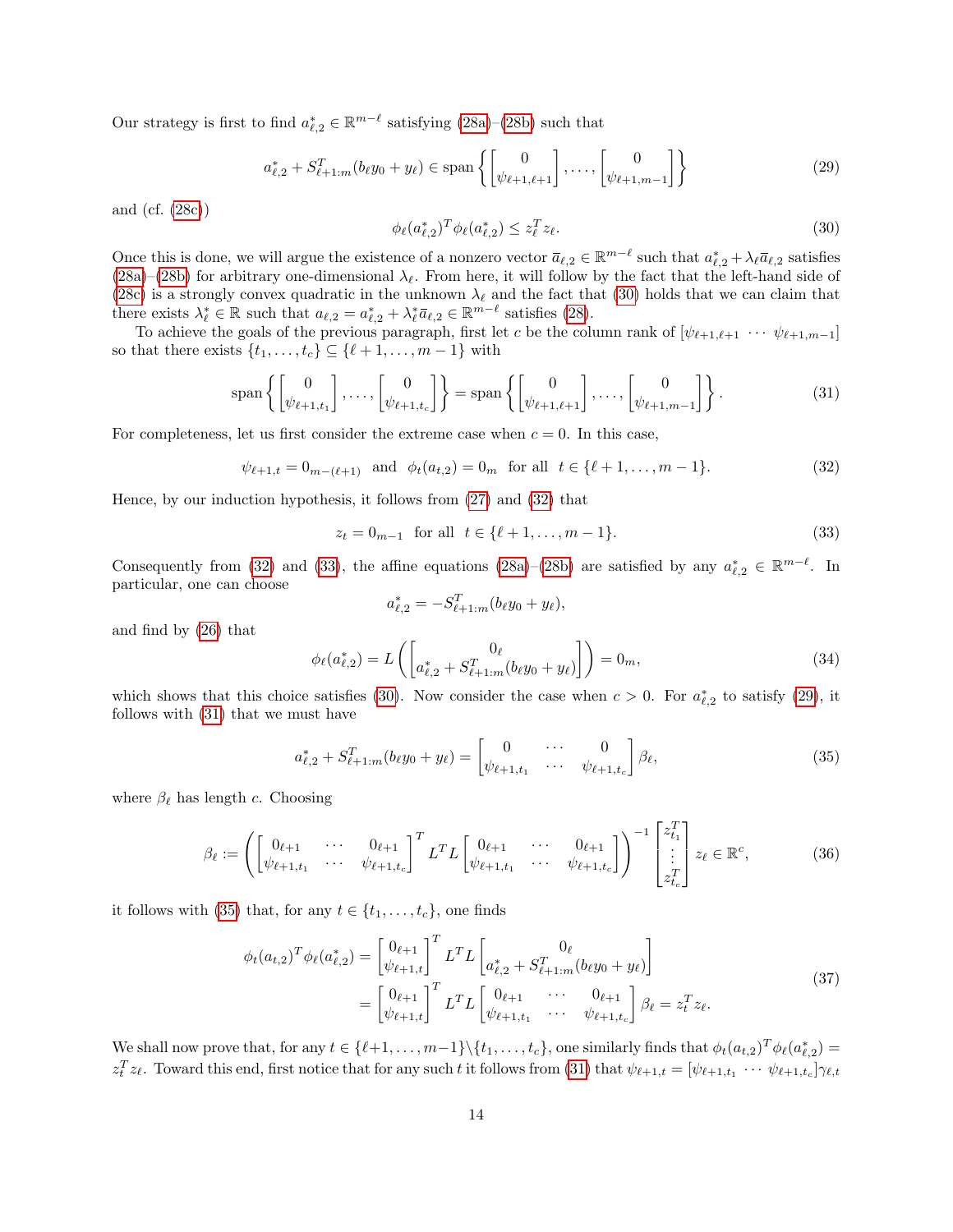Our strategy is first to find $a^*_{\ell,2} \in \mathbb{R}^{m-\ell}$ satisfying (28a)–(28b) such that

$$a^*_{\ell,2} + S^T_{\ell+1:m}(b_\ell y_0 + y_\ell) \in \text{span}\left\{ \begin{bmatrix} 0 \\ \psi_{\ell+1,\ell+1} \end{bmatrix}, \dots, \begin{bmatrix} 0 \\ \psi_{\ell+1,m-1} \end{bmatrix} \right\} \tag{29}$$

and (cf. (28c))

$$\phi_\ell(a^*_{\ell,2})^T \phi_\ell(a^*_{\ell,2}) \leq z_\ell^T z_\ell. \tag{30}$$

Once this is done, we will argue the existence of a nonzero vector $\overline{a}_{\ell,2} \in \mathbb{R}^{m-\ell}$ such that $a^*_{\ell,2} + \lambda_\ell \overline{a}_{\ell,2}$ satisfies (28a)–(28b) for arbitrary one-dimensional $\lambda_\ell$. From here, it will follow by the fact that the left-hand side of (28c) is a strongly convex quadratic in the unknown $\lambda_\ell$ and the fact that (30) holds that we can claim that there exists $\lambda^*_\ell \in \mathbb{R}$ such that $a_{\ell,2} = a^*_{\ell,2} + \lambda^*_\ell \overline{a}_{\ell,2} \in \mathbb{R}^{m-\ell}$ satisfies (28).

To achieve the goals of the previous paragraph, first let $c$ be the column rank of $[\psi_{\ell+1,\ell+1} \ \cdots \ \psi_{\ell+1,m-1}]$ so that there exists $\{t_1, \dots, t_c\} \subseteq \{\ell+1, \dots, m-1\}$ with

$$\text{span}\left\{ \begin{bmatrix} 0 \\ \psi_{\ell+1,t_1} \end{bmatrix}, \dots, \begin{bmatrix} 0 \\ \psi_{\ell+1,t_c} \end{bmatrix} \right\} = \text{span}\left\{ \begin{bmatrix} 0 \\ \psi_{\ell+1,\ell+1} \end{bmatrix}, \dots, \begin{bmatrix} 0 \\ \psi_{\ell+1,m-1} \end{bmatrix} \right\}. \tag{31}$$

For completeness, let us first consider the extreme case when $c = 0$. In this case,

$$\psi_{\ell+1,t} = 0_{m-(\ell+1)} \ \text{ and } \ \phi_t(a_{t,2}) = 0_m \ \text{ for all } \ t \in \{\ell+1, \dots, m-1\}. \tag{32}$$

Hence, by our induction hypothesis, it follows from (27) and (32) that

$$z_t = 0_{m-1} \ \text{ for all } \ t \in \{\ell+1, \dots, m-1\}. \tag{33}$$

Consequently from (32) and (33), the affine equations (28a)–(28b) are satisfied by any $a^*_{\ell,2} \in \mathbb{R}^{m-\ell}$. In particular, one can choose

$$a^*_{\ell,2} = -S^T_{\ell+1:m}(b_\ell y_0 + y_\ell),$$

and find by (26) that

$$\phi_\ell(a^*_{\ell,2}) = L\left( \begin{bmatrix} 0_\ell \\ a^*_{\ell,2} + S^T_{\ell+1:m}(b_\ell y_0 + y_\ell) \end{bmatrix} \right) = 0_m, \tag{34}$$

which shows that this choice satisfies (30). Now consider the case when $c > 0$. For $a^*_{\ell,2}$ to satisfy (29), it follows with (31) that we must have

$$a^*_{\ell,2} + S^T_{\ell+1:m}(b_\ell y_0 + y_\ell) = \begin{bmatrix} 0 & \cdots & 0 \\ \psi_{\ell+1,t_1} & \cdots & \psi_{\ell+1,t_c} \end{bmatrix} \beta_\ell, \tag{35}$$

where $\beta_\ell$ has length $c$. Choosing

$$\beta_\ell := \left( \begin{bmatrix} 0_{\ell+1} & \cdots & 0_{\ell+1} \\ \psi_{\ell+1,t_1} & \cdots & \psi_{\ell+1,t_c} \end{bmatrix}^T L^T L \begin{bmatrix} 0_{\ell+1} & \cdots & 0_{\ell+1} \\ \psi_{\ell+1,t_1} & \cdots & \psi_{\ell+1,t_c} \end{bmatrix} \right)^{-1} \begin{bmatrix} z^T_{t_1} \\ \vdots \\ z^T_{t_c} \end{bmatrix} z_\ell \in \mathbb{R}^c, \tag{36}$$

it follows with (35) that, for any $t \in \{t_1, \dots, t_c\}$, one finds

$$\begin{aligned} \phi_t(a_{t,2})^T \phi_\ell(a^*_{\ell,2}) &= \begin{bmatrix} 0_{\ell+1} \\ \psi_{\ell+1,t} \end{bmatrix}^T L^T L \begin{bmatrix} 0_\ell \\ a^*_{\ell,2} + S^T_{\ell+1:m}(b_\ell y_0 + y_\ell) \end{bmatrix} \\ &= \begin{bmatrix} 0_{\ell+1} \\ \psi_{\ell+1,t} \end{bmatrix}^T L^T L \begin{bmatrix} 0_{\ell+1} & \cdots & 0_{\ell+1} \\ \psi_{\ell+1,t_1} & \cdots & \psi_{\ell+1,t_c} \end{bmatrix} \beta_\ell = z_t^T z_\ell. \end{aligned} \tag{37}$$

We shall now prove that, for any $t \in \{\ell+1, \dots, m-1\} \backslash \{t_1, \dots, t_c\}$, one similarly finds that $\phi_t(a_{t,2})^T \phi_\ell(a^*_{\ell,2}) = z_t^T z_\ell$. Toward this end, first notice that for any such $t$ it follows from (31) that $\psi_{\ell+1,t} = [\psi_{\ell+1,t_1} \ \cdots \ \psi_{\ell+1,t_c}]\gamma_{\ell,t}$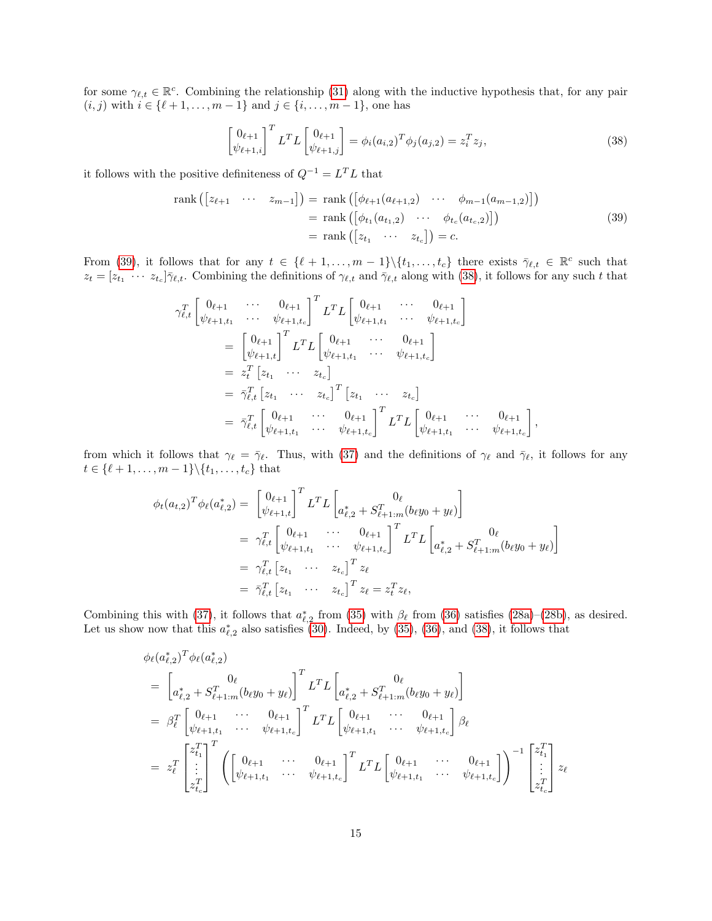for some $\gamma_{\ell,t} \in \mathbb{R}^c$. Combining the relationship (31) along with the inductive hypothesis that, for any pair $(i,j)$ with $i \in \{\ell+1,\ldots,m-1\}$ and $j \in \{i,\ldots,m-1\}$, one has

$$\begin{bmatrix} 0_{\ell+1} \\ \psi_{\ell+1,i} \end{bmatrix}^T L^T L \begin{bmatrix} 0_{\ell+1} \\ \psi_{\ell+1,j} \end{bmatrix} = \phi_i(a_{i,2})^T \phi_j(a_{j,2}) = z_i^T z_j, \tag{38}$$

it follows with the positive definiteness of $Q^{-1} = L^T L$ that

$$\begin{aligned} \operatorname{rank}\left(\begin{bmatrix} z_{\ell+1} & \cdots & z_{m-1} \end{bmatrix}\right) &= \operatorname{rank}\left(\begin{bmatrix} \phi_{\ell+1}(a_{\ell+1,2}) & \cdots & \phi_{m-1}(a_{m-1,2}) \end{bmatrix}\right) \\ &= \operatorname{rank}\left(\begin{bmatrix} \phi_{t_1}(a_{t_1,2}) & \cdots & \phi_{t_c}(a_{t_c,2}) \end{bmatrix}\right) \\ &= \operatorname{rank}\left(\begin{bmatrix} z_{t_1} & \cdots & z_{t_c} \end{bmatrix}\right) = c. \end{aligned} \tag{39}$$

From (39), it follows that for any $t \in \{\ell+1,\ldots,m-1\}\backslash\{t_1,\ldots,t_c\}$ there exists $\bar\gamma_{\ell,t} \in \mathbb{R}^c$ such that $z_t = [z_{t_1} \cdots z_{t_c}]\bar\gamma_{\ell,t}$. Combining the definitions of $\gamma_{\ell,t}$ and $\bar\gamma_{\ell,t}$ along with (38), it follows for any such $t$ that

$$\begin{aligned} &\gamma_{\ell,t}^T \begin{bmatrix} 0_{\ell+1} & \cdots & 0_{\ell+1} \\ \psi_{\ell+1,t_1} & \cdots & \psi_{\ell+1,t_c} \end{bmatrix}^T L^T L \begin{bmatrix} 0_{\ell+1} & \cdots & 0_{\ell+1} \\ \psi_{\ell+1,t_1} & \cdots & \psi_{\ell+1,t_c} \end{bmatrix} \\ &= \begin{bmatrix} 0_{\ell+1} \\ \psi_{\ell+1,t} \end{bmatrix}^T L^T L \begin{bmatrix} 0_{\ell+1} & \cdots & 0_{\ell+1} \\ \psi_{\ell+1,t_1} & \cdots & \psi_{\ell+1,t_c} \end{bmatrix} \\ &= z_t^T \begin{bmatrix} z_{t_1} & \cdots & z_{t_c} \end{bmatrix} \\ &= \bar\gamma_{\ell,t}^T \begin{bmatrix} z_{t_1} & \cdots & z_{t_c} \end{bmatrix}^T \begin{bmatrix} z_{t_1} & \cdots & z_{t_c} \end{bmatrix} \\ &= \bar\gamma_{\ell,t}^T \begin{bmatrix} 0_{\ell+1} & \cdots & 0_{\ell+1} \\ \psi_{\ell+1,t_1} & \cdots & \psi_{\ell+1,t_c} \end{bmatrix}^T L^T L \begin{bmatrix} 0_{\ell+1} & \cdots & 0_{\ell+1} \\ \psi_{\ell+1,t_1} & \cdots & \psi_{\ell+1,t_c} \end{bmatrix}, \end{aligned}$$

from which it follows that $\gamma_\ell = \bar\gamma_\ell$. Thus, with (37) and the definitions of $\gamma_\ell$ and $\bar\gamma_\ell$, it follows for any $t \in \{\ell+1,\ldots,m-1\}\backslash\{t_1,\ldots,t_c\}$ that

$$\begin{aligned} \phi_t(a_{t,2})^T \phi_\ell(a_{\ell,2}^*) &= \begin{bmatrix} 0_{\ell+1} \\ \psi_{\ell+1,t} \end{bmatrix}^T L^T L \begin{bmatrix} 0_\ell \\ a_{\ell,2}^* + S_{\ell+1:m}^T(b_\ell y_0 + y_\ell) \end{bmatrix} \\ &= \gamma_{\ell,t}^T \begin{bmatrix} 0_{\ell+1} & \cdots & 0_{\ell+1} \\ \psi_{\ell+1,t_1} & \cdots & \psi_{\ell+1,t_c} \end{bmatrix}^T L^T L \begin{bmatrix} 0_\ell \\ a_{\ell,2}^* + S_{\ell+1:m}^T(b_\ell y_0 + y_\ell) \end{bmatrix} \\ &= \gamma_{\ell,t}^T \begin{bmatrix} z_{t_1} & \cdots & z_{t_c} \end{bmatrix}^T z_\ell \\ &= \bar\gamma_{\ell,t}^T \begin{bmatrix} z_{t_1} & \cdots & z_{t_c} \end{bmatrix}^T z_\ell = z_t^T z_\ell, \end{aligned}$$

Combining this with (37), it follows that $a_{\ell,2}^*$ from (35) with $\beta_\ell$ from (36) satisfies (28a)–(28b), as desired. Let us show now that this $a_{\ell,2}^*$ also satisfies (30). Indeed, by (35), (36), and (38), it follows that

$$\begin{aligned} &\phi_\ell(a_{\ell,2}^*)^T \phi_\ell(a_{\ell,2}^*) \\ &= \begin{bmatrix} 0_\ell \\ a_{\ell,2}^* + S_{\ell+1:m}^T(b_\ell y_0 + y_\ell) \end{bmatrix}^T L^T L \begin{bmatrix} 0_\ell \\ a_{\ell,2}^* + S_{\ell+1:m}^T(b_\ell y_0 + y_\ell) \end{bmatrix} \\ &= \beta_\ell^T \begin{bmatrix} 0_{\ell+1} & \cdots & 0_{\ell+1} \\ \psi_{\ell+1,t_1} & \cdots & \psi_{\ell+1,t_c} \end{bmatrix}^T L^T L \begin{bmatrix} 0_{\ell+1} & \cdots & 0_{\ell+1} \\ \psi_{\ell+1,t_1} & \cdots & \psi_{\ell+1,t_c} \end{bmatrix} \beta_\ell \\ &= z_\ell^T \begin{bmatrix} z_{t_1}^T \\ \vdots \\ z_{t_c}^T \end{bmatrix}^T \left( \begin{bmatrix} 0_{\ell+1} & \cdots & 0_{\ell+1} \\ \psi_{\ell+1,t_1} & \cdots & \psi_{\ell+1,t_c} \end{bmatrix}^T L^T L \begin{bmatrix} 0_{\ell+1} & \cdots & 0_{\ell+1} \\ \psi_{\ell+1,t_1} & \cdots & \psi_{\ell+1,t_c} \end{bmatrix} \right)^{-1} \begin{bmatrix} z_{t_1}^T \\ \vdots \\ z_{t_c}^T \end{bmatrix} z_\ell \end{aligned}$$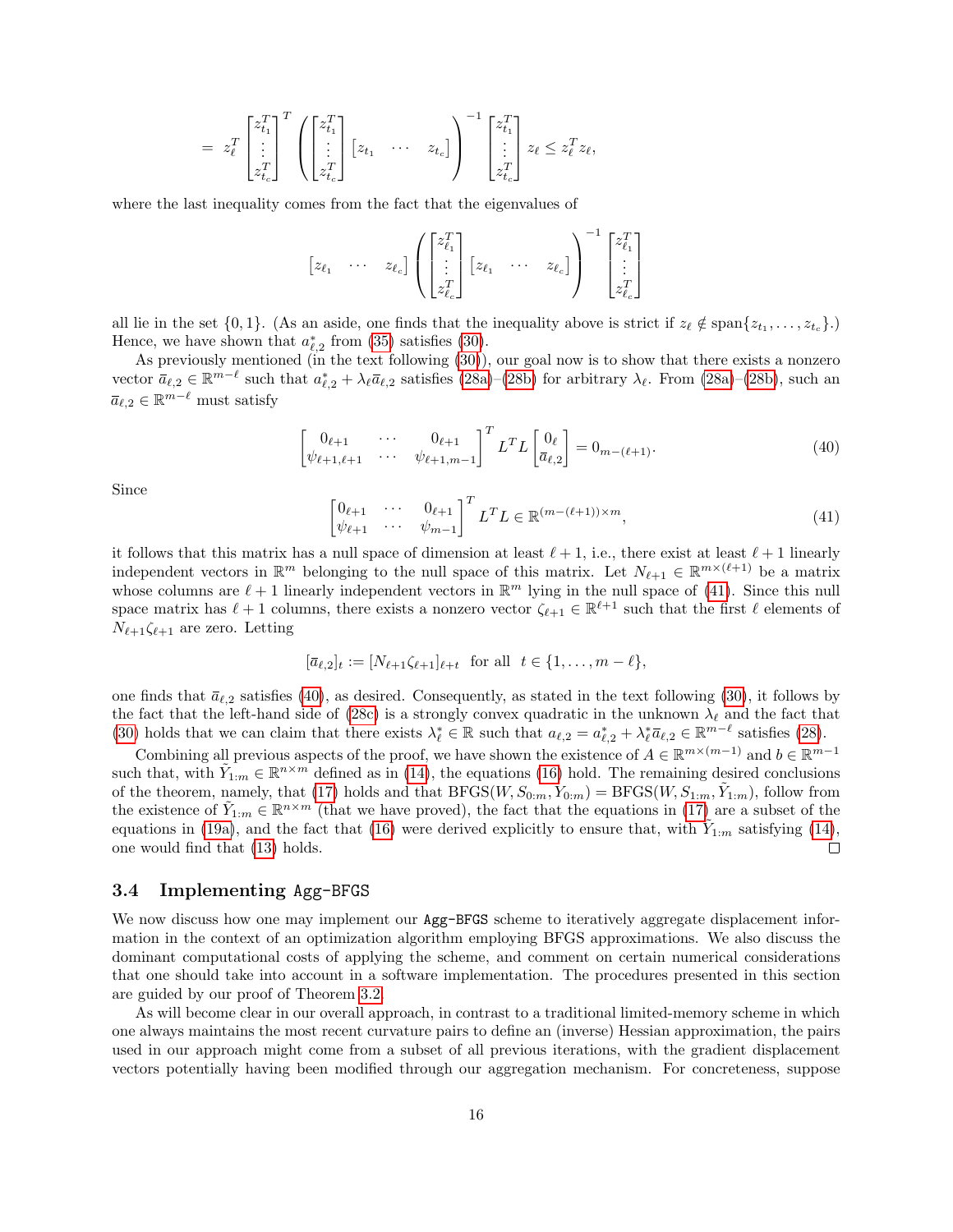$$= z_\ell^T \begin{bmatrix} z_{t_1}^T \\ \vdots \\ z_{t_c}^T \end{bmatrix}^T \left( \begin{bmatrix} z_{t_1}^T \\ \vdots \\ z_{t_c}^T \end{bmatrix} \begin{bmatrix} z_{t_1} & \cdots & z_{t_c} \end{bmatrix} \right)^{-1} \begin{bmatrix} z_{t_1}^T \\ \vdots \\ z_{t_c}^T \end{bmatrix} z_\ell \leq z_\ell^T z_\ell,$$

where the last inequality comes from the fact that the eigenvalues of

$$\begin{bmatrix} z_{\ell_1} & \cdots & z_{\ell_c} \end{bmatrix} \left( \begin{bmatrix} z_{\ell_1}^T \\ \vdots \\ z_{\ell_c}^T \end{bmatrix} \begin{bmatrix} z_{\ell_1} & \cdots & z_{\ell_c} \end{bmatrix} \right)^{-1} \begin{bmatrix} z_{\ell_1}^T \\ \vdots \\ z_{\ell_c}^T \end{bmatrix}$$

all lie in the set $\{0, 1\}$. (As an aside, one finds that the inequality above is strict if $z_\ell \notin \text{span}\{z_{t_1}, \ldots, z_{t_c}\}$.) Hence, we have shown that $a_{\ell,2}^*$ from (35) satisfies (30).

As previously mentioned (in the text following (30)), our goal now is to show that there exists a nonzero vector $\bar{a}_{\ell,2} \in \mathbb{R}^{m-\ell}$ such that $a_{\ell,2}^* + \lambda_\ell \bar{a}_{\ell,2}$ satisfies (28a)–(28b) for arbitrary $\lambda_\ell$. From (28a)–(28b), such an $\bar{a}_{\ell,2} \in \mathbb{R}^{m-\ell}$ must satisfy

$$\begin{bmatrix} 0_{\ell+1} & \cdots & 0_{\ell+1} \\ \psi_{\ell+1,\ell+1} & \cdots & \psi_{\ell+1,m-1} \end{bmatrix}^T L^T L \begin{bmatrix} 0_\ell \\ \bar{a}_{\ell,2} \end{bmatrix} = 0_{m-(\ell+1)}. \tag{40}$$

Since

$$\begin{bmatrix} 0_{\ell+1} & \cdots & 0_{\ell+1} \\ \psi_{\ell+1} & \cdots & \psi_{m-1} \end{bmatrix}^T L^T L \in \mathbb{R}^{(m-(\ell+1)) \times m}, \tag{41}$$

it follows that this matrix has a null space of dimension at least $\ell + 1$, i.e., there exist at least $\ell + 1$ linearly independent vectors in $\mathbb{R}^m$ belonging to the null space of this matrix. Let $N_{\ell+1} \in \mathbb{R}^{m \times (\ell+1)}$ be a matrix whose columns are $\ell + 1$ linearly independent vectors in $\mathbb{R}^m$ lying in the null space of (41). Since this null space matrix has $\ell + 1$ columns, there exists a nonzero vector $\zeta_{\ell+1} \in \mathbb{R}^{\ell+1}$ such that the first $\ell$ elements of $N_{\ell+1}\zeta_{\ell+1}$ are zero. Letting

$$[\bar{a}_{\ell,2}]_t := [N_{\ell+1}\zeta_{\ell+1}]_{\ell+t} \;\; \text{for all} \;\; t \in \{1, \ldots, m - \ell\},$$

one finds that $\bar{a}_{\ell,2}$ satisfies (40), as desired. Consequently, as stated in the text following (30), it follows by the fact that the left-hand side of (28c) is a strongly convex quadratic in the unknown $\lambda_\ell$ and the fact that (30) holds that we can claim that there exists $\lambda_\ell^* \in \mathbb{R}$ such that $a_{\ell,2} = a_{\ell,2}^* + \lambda_\ell^* \bar{a}_{\ell,2} \in \mathbb{R}^{m-\ell}$ satisfies (28).

Combining all previous aspects of the proof, we have shown the existence of $A \in \mathbb{R}^{m \times (m-1)}$ and $b \in \mathbb{R}^{m-1}$ such that, with $\tilde{Y}_{1:m} \in \mathbb{R}^{n \times m}$ defined as in (14), the equations (16) hold. The remaining desired conclusions of the theorem, namely, that (17) holds and that $\text{BFGS}(W, S_{0:m}, Y_{0:m}) = \text{BFGS}(W, S_{1:m}, \tilde{Y}_{1:m})$, follow from the existence of $\tilde{Y}_{1:m} \in \mathbb{R}^{n \times m}$ (that we have proved), the fact that the equations in (17) are a subset of the equations in (19a), and the fact that (16) were derived explicitly to ensure that, with $\tilde{Y}_{1:m}$ satisfying (14), one would find that (13) holds. □

### 3.4 Implementing Agg-BFGS

We now discuss how one may implement our Agg-BFGS scheme to iteratively aggregate displacement information in the context of an optimization algorithm employing BFGS approximations. We also discuss the dominant computational costs of applying the scheme, and comment on certain numerical considerations that one should take into account in a software implementation. The procedures presented in this section are guided by our proof of Theorem 3.2.

As will become clear in our overall approach, in contrast to a traditional limited-memory scheme in which one always maintains the most recent curvature pairs to define an (inverse) Hessian approximation, the pairs used in our approach might come from a subset of all previous iterations, with the gradient displacement vectors potentially having been modified through our aggregation mechanism. For concreteness, suppose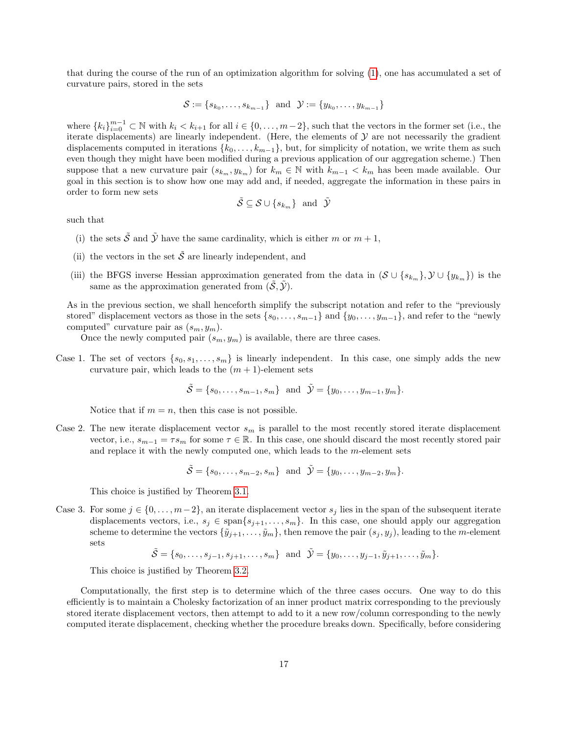that during the course of the run of an optimization algorithm for solving (1), one has accumulated a set of curvature pairs, stored in the sets

$$\mathcal{S} := \{s_{k_0}, \dots, s_{k_{m-1}}\} \ \text{ and } \ \mathcal{Y} := \{y_{k_0}, \dots, y_{k_{m-1}}\}$$

where $\{k_i\}_{i=0}^{m-1} \subset \mathbb{N}$ with $k_i < k_{i+1}$ for all $i \in \{0, \dots, m-2\}$, such that the vectors in the former set (i.e., the iterate displacements) are linearly independent. (Here, the elements of $\mathcal{Y}$ are not necessarily the gradient displacements computed in iterations $\{k_0, \dots, k_{m-1}\}$, but, for simplicity of notation, we write them as such even though they might have been modified during a previous application of our aggregation scheme.) Then suppose that a new curvature pair $(s_{k_m}, y_{k_m})$ for $k_m \in \mathbb{N}$ with $k_{m-1} < k_m$ has been made available. Our goal in this section is to show how one may add and, if needed, aggregate the information in these pairs in order to form new sets

$$\tilde{\mathcal{S}} \subseteq \mathcal{S} \cup \{s_{k_m}\} \ \text{ and } \ \tilde{\mathcal{Y}}$$

such that

(i) the sets $\tilde{\mathcal{S}}$ and $\tilde{\mathcal{Y}}$ have the same cardinality, which is either $m$ or $m+1$,

(ii) the vectors in the set $\tilde{\mathcal{S}}$ are linearly independent, and

(iii) the BFGS inverse Hessian approximation generated from the data in $(\mathcal{S} \cup \{s_{k_m}\}, \mathcal{Y} \cup \{y_{k_m}\})$ is the same as the approximation generated from $(\tilde{\mathcal{S}}, \tilde{\mathcal{Y}})$.

As in the previous section, we shall henceforth simplify the subscript notation and refer to the "previously stored" displacement vectors as those in the sets $\{s_0, \dots, s_{m-1}\}$ and $\{y_0, \dots, y_{m-1}\}$, and refer to the "newly computed" curvature pair as $(s_m, y_m)$.

Once the newly computed pair $(s_m, y_m)$ is available, there are three cases.

Case 1. The set of vectors $\{s_0, s_1, \dots, s_m\}$ is linearly independent. In this case, one simply adds the new curvature pair, which leads to the $(m+1)$-element sets

$$\tilde{\mathcal{S}} = \{s_0, \dots, s_{m-1}, s_m\} \ \text{ and } \ \tilde{\mathcal{Y}} = \{y_0, \dots, y_{m-1}, y_m\}.$$

Notice that if $m = n$, then this case is not possible.

Case 2. The new iterate displacement vector $s_m$ is parallel to the most recently stored iterate displacement vector, i.e., $s_{m-1} = \tau s_m$ for some $\tau \in \mathbb{R}$. In this case, one should discard the most recently stored pair and replace it with the newly computed one, which leads to the $m$-element sets

$$\tilde{\mathcal{S}} = \{s_0, \dots, s_{m-2}, s_m\} \ \text{ and } \ \tilde{\mathcal{Y}} = \{y_0, \dots, y_{m-2}, y_m\}.$$

This choice is justified by Theorem 3.1.

Case 3. For some $j \in \{0, \dots, m-2\}$, an iterate displacement vector $s_j$ lies in the span of the subsequent iterate displacements vectors, i.e., $s_j \in \text{span}\{s_{j+1}, \dots, s_m\}$. In this case, one should apply our aggregation scheme to determine the vectors $\{\tilde{y}_{j+1}, \dots, \tilde{y}_m\}$, then remove the pair $(s_j, y_j)$, leading to the $m$-element sets

$$\tilde{\mathcal{S}} = \{s_0, \dots, s_{j-1}, s_{j+1}, \dots, s_m\} \ \text{ and } \ \tilde{\mathcal{Y}} = \{y_0, \dots, y_{j-1}, \tilde{y}_{j+1}, \dots, \tilde{y}_m\}.$$

This choice is justified by Theorem 3.2.

Computationally, the first step is to determine which of the three cases occurs. One way to do this efficiently is to maintain a Cholesky factorization of an inner product matrix corresponding to the previously stored iterate displacement vectors, then attempt to add to it a new row/column corresponding to the newly computed iterate displacement, checking whether the procedure breaks down. Specifically, before considering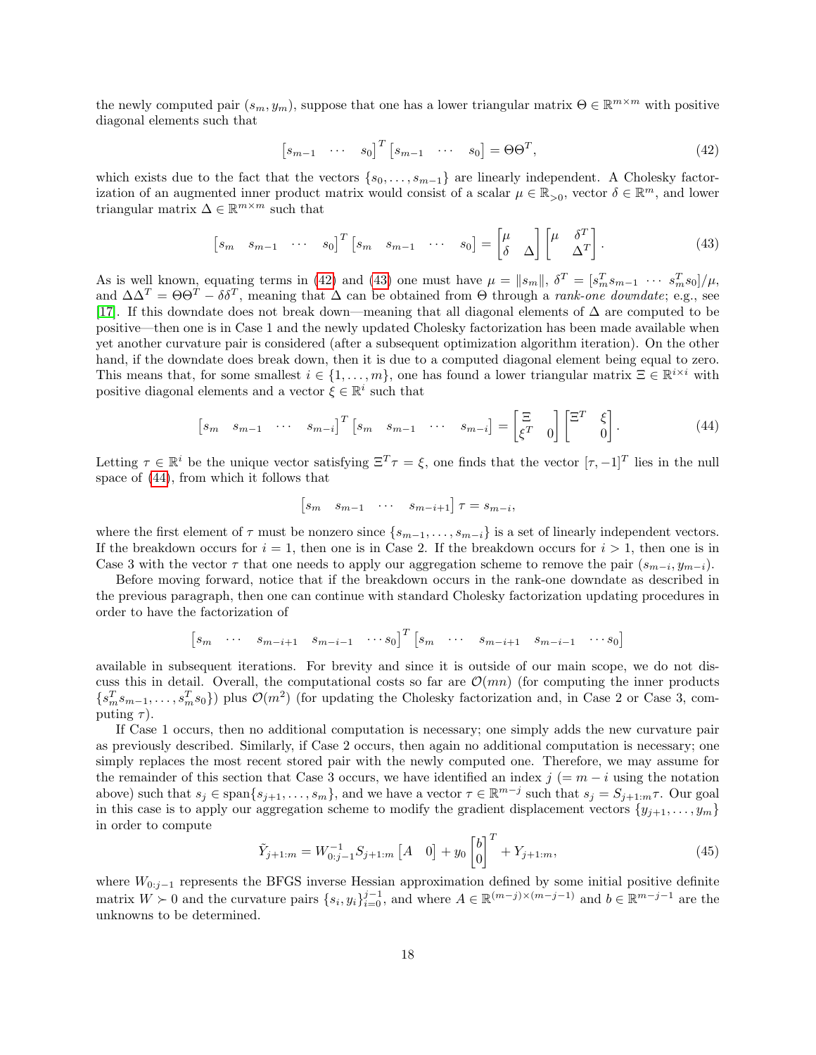the newly computed pair $(s_m, y_m)$, suppose that one has a lower triangular matrix $\Theta \in \mathbb{R}^{m\times m}$ with positive diagonal elements such that

$$\begin{bmatrix} s_{m-1} & \cdots & s_0 \end{bmatrix}^T \begin{bmatrix} s_{m-1} & \cdots & s_0 \end{bmatrix} = \Theta\Theta^T, \tag{42}$$

which exists due to the fact that the vectors $\{s_0, \ldots, s_{m-1}\}$ are linearly independent. A Cholesky factorization of an augmented inner product matrix would consist of a scalar $\mu \in \mathbb{R}_{>0}$, vector $\delta \in \mathbb{R}^m$, and lower triangular matrix $\Delta \in \mathbb{R}^{m\times m}$ such that

$$\begin{bmatrix} s_m & s_{m-1} & \cdots & s_0 \end{bmatrix}^T \begin{bmatrix} s_m & s_{m-1} & \cdots & s_0 \end{bmatrix} = \begin{bmatrix} \mu & \\ \delta & \Delta \end{bmatrix} \begin{bmatrix} \mu & \delta^T \\ & \Delta^T \end{bmatrix}. \tag{43}$$

As is well known, equating terms in (42) and (43) one must have $\mu = \|s_m\|$, $\delta^T = [s_m^T s_{m-1} \; \cdots \; s_m^T s_0]/\mu$, and $\Delta\Delta^T = \Theta\Theta^T - \delta\delta^T$, meaning that $\Delta$ can be obtained from $\Theta$ through a *rank-one downdate*; e.g., see [17]. If this downdate does not break down—meaning that all diagonal elements of $\Delta$ are computed to be positive—then one is in Case 1 and the newly updated Cholesky factorization has been made available when yet another curvature pair is considered (after a subsequent optimization algorithm iteration). On the other hand, if the downdate does break down, then it is due to a computed diagonal element being equal to zero. This means that, for some smallest $i \in \{1, \ldots, m\}$, one has found a lower triangular matrix $\Xi \in \mathbb{R}^{i\times i}$ with positive diagonal elements and a vector $\xi \in \mathbb{R}^i$ such that

$$\begin{bmatrix} s_m & s_{m-1} & \cdots & s_{m-i} \end{bmatrix}^T \begin{bmatrix} s_m & s_{m-1} & \cdots & s_{m-i} \end{bmatrix} = \begin{bmatrix} \Xi & \\ \xi^T & 0 \end{bmatrix} \begin{bmatrix} \Xi^T & \xi \\ & 0 \end{bmatrix}. \tag{44}$$

Letting $\tau \in \mathbb{R}^i$ be the unique vector satisfying $\Xi^T\tau = \xi$, one finds that the vector $[\tau, -1]^T$ lies in the null space of (44), from which it follows that

$$\begin{bmatrix} s_m & s_{m-1} & \cdots & s_{m-i+1} \end{bmatrix} \tau = s_{m-i},$$

where the first element of $\tau$ must be nonzero since $\{s_{m-1}, \ldots, s_{m-i}\}$ is a set of linearly independent vectors. If the breakdown occurs for $i = 1$, then one is in Case 2. If the breakdown occurs for $i > 1$, then one is in Case 3 with the vector $\tau$ that one needs to apply our aggregation scheme to remove the pair $(s_{m-i}, y_{m-i})$.

Before moving forward, notice that if the breakdown occurs in the rank-one downdate as described in the previous paragraph, then one can continue with standard Cholesky factorization updating procedures in order to have the factorization of

$$\begin{bmatrix} s_m & \cdots & s_{m-i+1} & s_{m-i-1} & \cdots s_0 \end{bmatrix}^T \begin{bmatrix} s_m & \cdots & s_{m-i+1} & s_{m-i-1} & \cdots s_0 \end{bmatrix}$$

available in subsequent iterations. For brevity and since it is outside of our main scope, we do not discuss this in detail. Overall, the computational costs so far are $\mathcal{O}(mn)$ (for computing the inner products $\{s_m^T s_{m-1}, \ldots, s_m^T s_0\}$) plus $\mathcal{O}(m^2)$ (for updating the Cholesky factorization and, in Case 2 or Case 3, computing $\tau$).

If Case 1 occurs, then no additional computation is necessary; one simply adds the new curvature pair as previously described. Similarly, if Case 2 occurs, then again no additional computation is necessary; one simply replaces the most recent stored pair with the newly computed one. Therefore, we may assume for the remainder of this section that Case 3 occurs, we have identified an index $j$ ($= m - i$ using the notation above) such that $s_j \in \text{span}\{s_{j+1}, \ldots, s_m\}$, and we have a vector $\tau \in \mathbb{R}^{m-j}$ such that $s_j = S_{j+1:m}\tau$. Our goal in this case is to apply our aggregation scheme to modify the gradient displacement vectors $\{y_{j+1}, \ldots, y_m\}$ in order to compute

$$\tilde{Y}_{j+1:m} = W_{0:j-1}^{-1} S_{j+1:m} \begin{bmatrix} A & 0 \end{bmatrix} + y_0 \begin{bmatrix} b \\ 0 \end{bmatrix}^T + Y_{j+1:m}, \tag{45}$$

where $W_{0:j-1}$ represents the BFGS inverse Hessian approximation defined by some initial positive definite matrix $W \succ 0$ and the curvature pairs $\{s_i, y_i\}_{i=0}^{j-1}$, and where $A \in \mathbb{R}^{(m-j)\times(m-j-1)}$ and $b \in \mathbb{R}^{m-j-1}$ are the unknowns to be determined.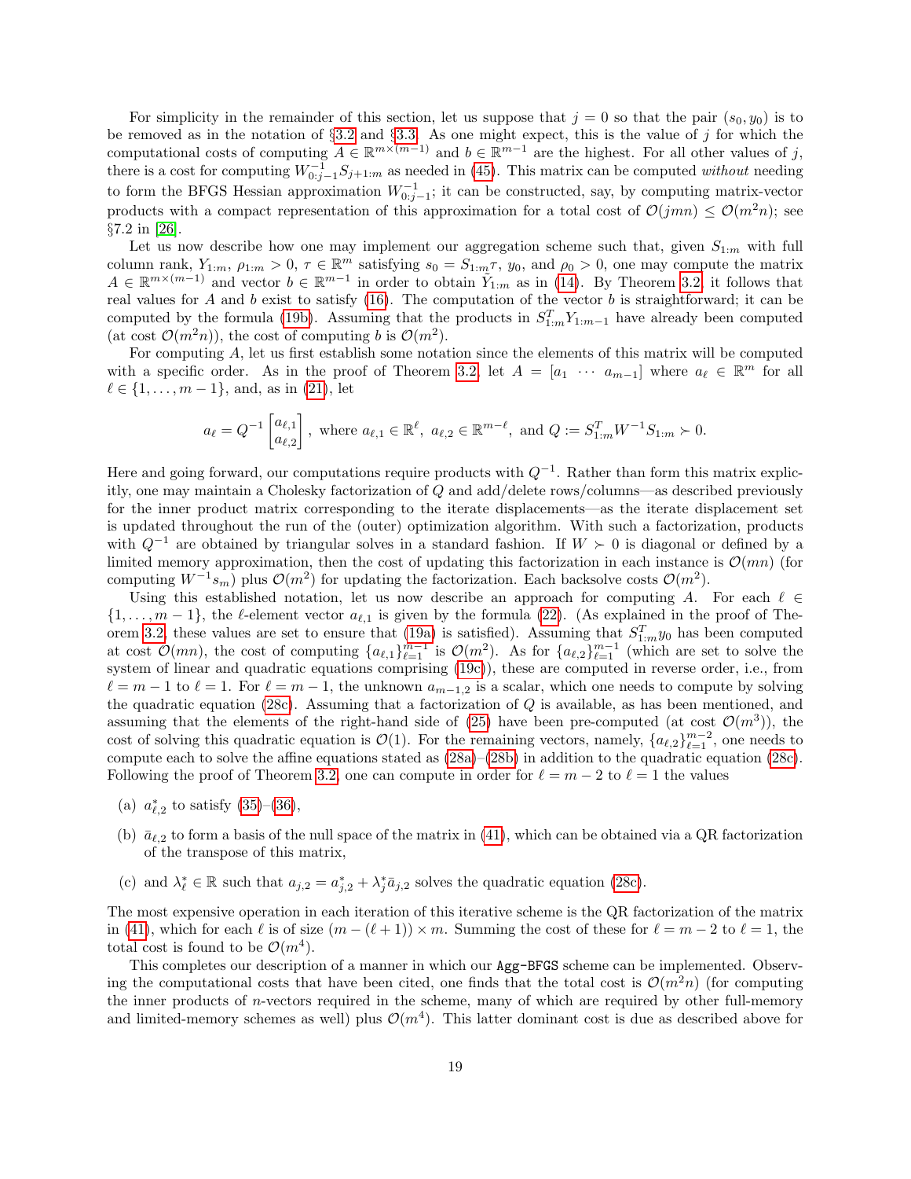For simplicity in the remainder of this section, let us suppose that $j = 0$ so that the pair $(s_0, y_0)$ is to be removed as in the notation of §3.2 and §3.3. As one might expect, this is the value of $j$ for which the computational costs of computing $A \in \mathbb{R}^{m\times(m-1)}$ and $b \in \mathbb{R}^{m-1}$ are the highest. For all other values of $j$, there is a cost for computing $W_{0:j-1}^{-1} S_{j+1:m}$ as needed in (45). This matrix can be computed *without* needing to form the BFGS Hessian approximation $W_{0:j-1}^{-1}$; it can be constructed, say, by computing matrix-vector products with a compact representation of this approximation for a total cost of $\mathcal{O}(jmn) \le \mathcal{O}(m^2 n)$; see §7.2 in [26].

Let us now describe how one may implement our aggregation scheme such that, given $S_{1:m}$ with full column rank, $Y_{1:m}$, $\rho_{1:m} > 0$, $\tau \in \mathbb{R}^m$ satisfying $s_0 = S_{1:m}\tau$, $y_0$, and $\rho_0 > 0$, one may compute the matrix $A \in \mathbb{R}^{m\times(m-1)}$ and vector $b \in \mathbb{R}^{m-1}$ in order to obtain $\tilde{Y}_{1:m}$ as in (14). By Theorem 3.2, it follows that real values for $A$ and $b$ exist to satisfy (16). The computation of the vector $b$ is straightforward; it can be computed by the formula (19b). Assuming that the products in $S_{1:m}^T Y_{1:m-1}$ have already been computed (at cost $\mathcal{O}(m^2 n)$), the cost of computing $b$ is $\mathcal{O}(m^2)$.

For computing $A$, let us first establish some notation since the elements of this matrix will be computed with a specific order. As in the proof of Theorem 3.2, let $A = [a_1 \ \cdots \ a_{m-1}]$ where $a_\ell \in \mathbb{R}^m$ for all $\ell \in \{1, \dots, m-1\}$, and, as in (21), let

$$a_\ell = Q^{-1}\begin{bmatrix} a_{\ell,1} \\ a_{\ell,2} \end{bmatrix}, \text{ where } a_{\ell,1} \in \mathbb{R}^\ell,\ a_{\ell,2} \in \mathbb{R}^{m-\ell}, \text{ and } Q := S_{1:m}^T W^{-1} S_{1:m} \succ 0.$$

Here and going forward, our computations require products with $Q^{-1}$. Rather than form this matrix explicitly, one may maintain a Cholesky factorization of $Q$ and add/delete rows/columns—as described previously for the inner product matrix corresponding to the iterate displacements—as the iterate displacement set is updated throughout the run of the (outer) optimization algorithm. With such a factorization, products with $Q^{-1}$ are obtained by triangular solves in a standard fashion. If $W \succ 0$ is diagonal or defined by a limited memory approximation, then the cost of updating this factorization in each instance is $\mathcal{O}(mn)$ (for computing $W^{-1}s_m$) plus $\mathcal{O}(m^2)$ for updating the factorization. Each backsolve costs $\mathcal{O}(m^2)$.

Using this established notation, let us now describe an approach for computing $A$. For each $\ell \in \{1, \dots, m-1\}$, the $\ell$-element vector $a_{\ell,1}$ is given by the formula (22). (As explained in the proof of Theorem 3.2, these values are set to ensure that (19a) is satisfied). Assuming that $S_{1:m}^T y_0$ has been computed at cost $\mathcal{O}(mn)$, the cost of computing $\{a_{\ell,1}\}_{\ell=1}^{m-1}$ is $\mathcal{O}(m^2)$. As for $\{a_{\ell,2}\}_{\ell=1}^{m-1}$ (which are set to solve the system of linear and quadratic equations comprising (19c)), these are computed in reverse order, i.e., from $\ell = m-1$ to $\ell = 1$. For $\ell = m-1$, the unknown $a_{m-1,2}$ is a scalar, which one needs to compute by solving the quadratic equation (28c). Assuming that a factorization of $Q$ is available, as has been mentioned, and assuming that the elements of the right-hand side of (25) have been pre-computed (at cost $\mathcal{O}(m^3)$), the cost of solving this quadratic equation is $\mathcal{O}(1)$. For the remaining vectors, namely, $\{a_{\ell,2}\}_{\ell=1}^{m-2}$, one needs to compute each to solve the affine equations stated as (28a)–(28b) in addition to the quadratic equation (28c). Following the proof of Theorem 3.2, one can compute in order for $\ell = m-2$ to $\ell = 1$ the values

(a) $a_{\ell,2}^*$ to satisfy (35)–(36),

(b) $\bar{a}_{\ell,2}$ to form a basis of the null space of the matrix in (41), which can be obtained via a QR factorization of the transpose of this matrix,

(c) and $\lambda_\ell^* \in \mathbb{R}$ such that $a_{j,2} = a_{j,2}^* + \lambda_j^* \bar{a}_{j,2}$ solves the quadratic equation (28c).

The most expensive operation in each iteration of this iterative scheme is the QR factorization of the matrix in (41), which for each $\ell$ is of size $(m - (\ell+1)) \times m$. Summing the cost of these for $\ell = m-2$ to $\ell = 1$, the total cost is found to be $\mathcal{O}(m^4)$.

This completes our description of a manner in which our `Agg-BFGS` scheme can be implemented. Observing the computational costs that have been cited, one finds that the total cost is $\mathcal{O}(m^2 n)$ (for computing the inner products of $n$-vectors required in the scheme, many of which are required by other full-memory and limited-memory schemes as well) plus $\mathcal{O}(m^4)$. This latter dominant cost is due as described above for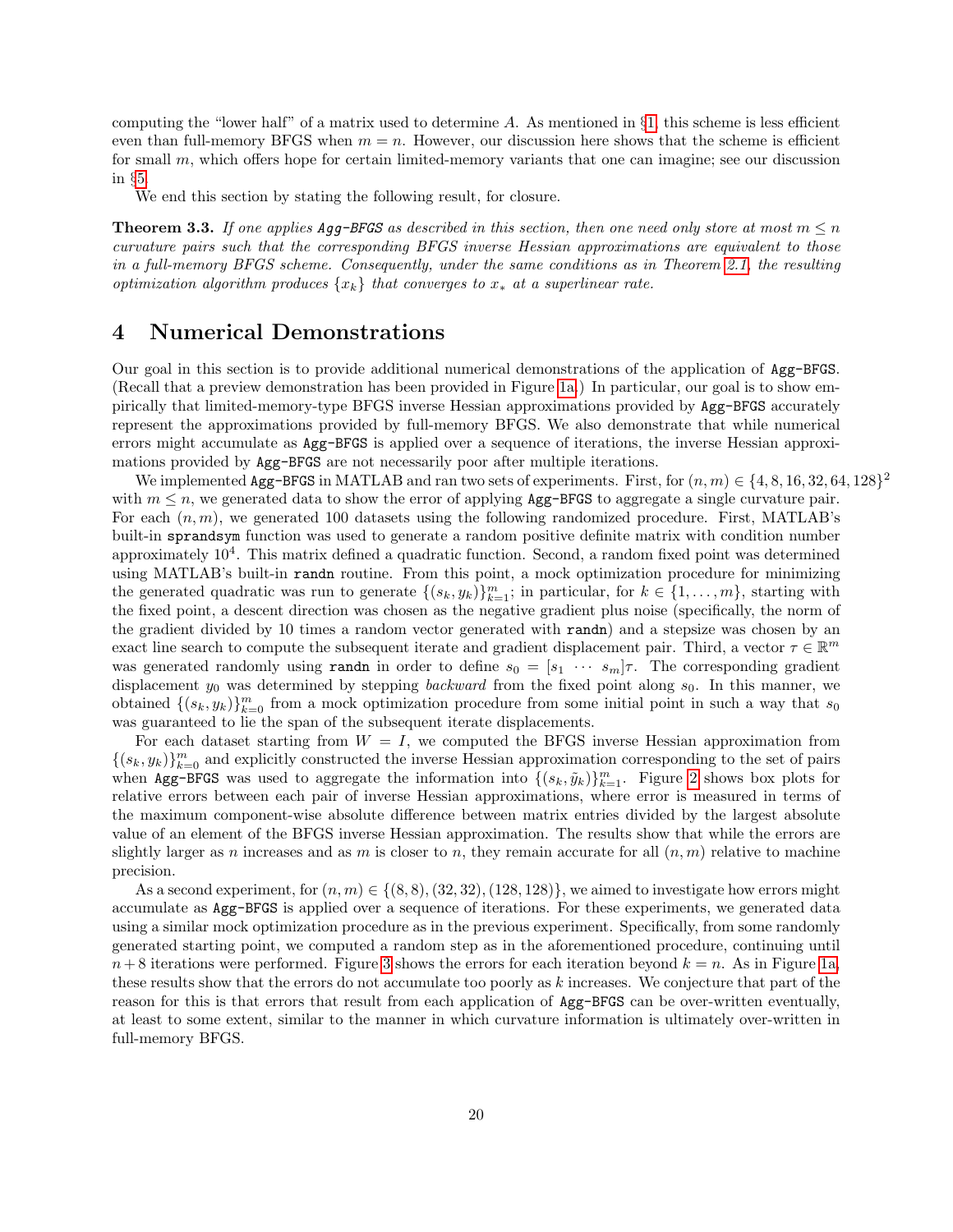computing the "lower half" of a matrix used to determine $A$. As mentioned in §1, this scheme is less efficient even than full-memory BFGS when $m = n$. However, our discussion here shows that the scheme is efficient for small $m$, which offers hope for certain limited-memory variants that one can imagine; see our discussion in §5.

We end this section by stating the following result, for closure.

**Theorem 3.3.** *If one applies* `Agg-BFGS` *as described in this section, then one need only store at most $m \leq n$ curvature pairs such that the corresponding BFGS inverse Hessian approximations are equivalent to those in a full-memory BFGS scheme. Consequently, under the same conditions as in Theorem 2.1, the resulting optimization algorithm produces $\{x_k\}$ that converges to $x_*$ at a superlinear rate.*

# 4 Numerical Demonstrations

Our goal in this section is to provide additional numerical demonstrations of the application of `Agg-BFGS`. (Recall that a preview demonstration has been provided in Figure 1a.) In particular, our goal is to show empirically that limited-memory-type BFGS inverse Hessian approximations provided by `Agg-BFGS` accurately represent the approximations provided by full-memory BFGS. We also demonstrate that while numerical errors might accumulate as `Agg-BFGS` is applied over a sequence of iterations, the inverse Hessian approximations provided by `Agg-BFGS` are not necessarily poor after multiple iterations.

We implemented `Agg-BFGS` in MATLAB and ran two sets of experiments. First, for $(n, m) \in \{4, 8, 16, 32, 64, 128\}^2$ with $m \leq n$, we generated data to show the error of applying `Agg-BFGS` to aggregate a single curvature pair. For each $(n, m)$, we generated 100 datasets using the following randomized procedure. First, MATLAB's built-in `sprandsym` function was used to generate a random positive definite matrix with condition number approximately $10^4$. This matrix defined a quadratic function. Second, a random fixed point was determined using MATLAB's built-in `randn` routine. From this point, a mock optimization procedure for minimizing the generated quadratic was run to generate $\{(s_k, y_k)\}_{k=1}^m$; in particular, for $k \in \{1, \dots, m\}$, starting with the fixed point, a descent direction was chosen as the negative gradient plus noise (specifically, the norm of the gradient divided by 10 times a random vector generated with `randn`) and a stepsize was chosen by an exact line search to compute the subsequent iterate and gradient displacement pair. Third, a vector $\tau \in \mathbb{R}^m$ was generated randomly using `randn` in order to define $s_0 = [s_1 \ \cdots \ s_m]\tau$. The corresponding gradient displacement $y_0$ was determined by stepping *backward* from the fixed point along $s_0$. In this manner, we obtained $\{(s_k, y_k)\}_{k=0}^m$ from a mock optimization procedure from some initial point in such a way that $s_0$ was guaranteed to lie the span of the subsequent iterate displacements.

For each dataset starting from $W = I$, we computed the BFGS inverse Hessian approximation from $\{(s_k, y_k)\}_{k=0}^m$ and explicitly constructed the inverse Hessian approximation corresponding to the set of pairs when `Agg-BFGS` was used to aggregate the information into $\{(s_k, \tilde{y}_k)\}_{k=1}^m$. Figure 2 shows box plots for relative errors between each pair of inverse Hessian approximations, where error is measured in terms of the maximum component-wise absolute difference between matrix entries divided by the largest absolute value of an element of the BFGS inverse Hessian approximation. The results show that while the errors are slightly larger as $n$ increases and as $m$ is closer to $n$, they remain accurate for all $(n, m)$ relative to machine precision.

As a second experiment, for $(n, m) \in \{(8, 8), (32, 32), (128, 128)\}$, we aimed to investigate how errors might accumulate as `Agg-BFGS` is applied over a sequence of iterations. For these experiments, we generated data using a similar mock optimization procedure as in the previous experiment. Specifically, from some randomly generated starting point, we computed a random step as in the aforementioned procedure, continuing until $n+8$ iterations were performed. Figure 3 shows the errors for each iteration beyond $k = n$. As in Figure 1a, these results show that the errors do not accumulate too poorly as $k$ increases. We conjecture that part of the reason for this is that errors that result from each application of `Agg-BFGS` can be over-written eventually, at least to some extent, similar to the manner in which curvature information is ultimately over-written in full-memory BFGS.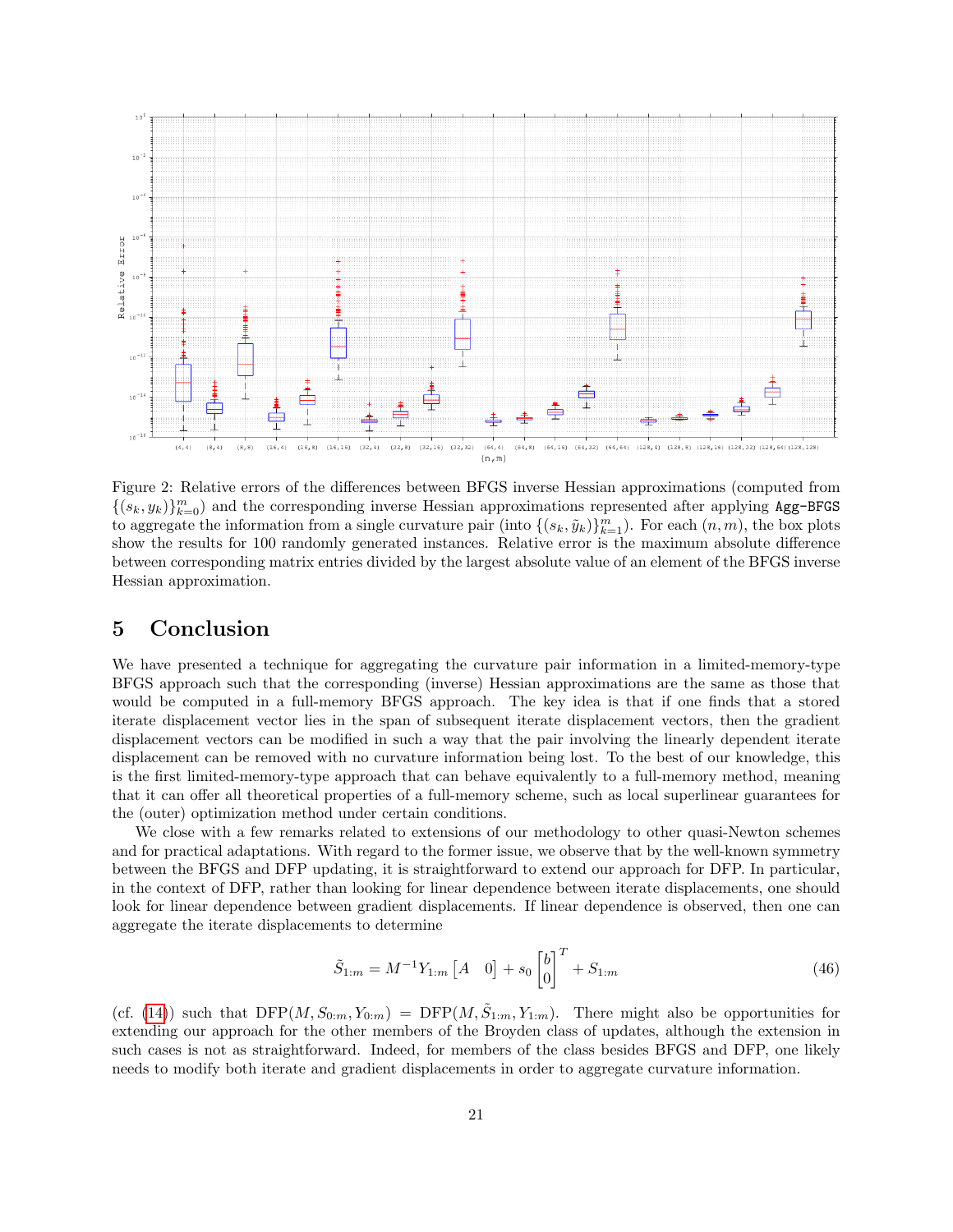Figure 2: Relative errors of the differences between BFGS inverse Hessian approximations (computed from $\{(s_k, y_k)\}_{k=0}^m$) and the corresponding inverse Hessian approximations represented after applying Agg-BFGS to aggregate the information from a single curvature pair (into $\{(s_k, \tilde{y}_k)\}_{k=1}^m$). For each $(n, m)$, the box plots show the results for 100 randomly generated instances. Relative error is the maximum absolute difference between corresponding matrix entries divided by the largest absolute value of an element of the BFGS inverse Hessian approximation.

# 5 Conclusion

We have presented a technique for aggregating the curvature pair information in a limited-memory-type BFGS approach such that the corresponding (inverse) Hessian approximations are the same as those that would be computed in a full-memory BFGS approach. The key idea is that if one finds that a stored iterate displacement vector lies in the span of subsequent iterate displacement vectors, then the gradient displacement vectors can be modified in such a way that the pair involving the linearly dependent iterate displacement can be removed with no curvature information being lost. To the best of our knowledge, this is the first limited-memory-type approach that can behave equivalently to a full-memory method, meaning that it can offer all theoretical properties of a full-memory scheme, such as local superlinear guarantees for the (outer) optimization method under certain conditions.

We close with a few remarks related to extensions of our methodology to other quasi-Newton schemes and for practical adaptations. With regard to the former issue, we observe that by the well-known symmetry between the BFGS and DFP updating, it is straightforward to extend our approach for DFP. In particular, in the context of DFP, rather than looking for linear dependence between iterate displacements, one should look for linear dependence between gradient displacements. If linear dependence is observed, then one can aggregate the iterate displacements to determine

$$\tilde{S}_{1:m} = M^{-1} Y_{1:m} \begin{bmatrix} A & 0 \end{bmatrix} + s_0 \begin{bmatrix} b \\ 0 \end{bmatrix}^T + S_{1:m} \tag{46}$$

(cf. (14)) such that $\text{DFP}(M, S_{0:m}, Y_{0:m}) = \text{DFP}(M, \tilde{S}_{1:m}, Y_{1:m})$. There might also be opportunities for extending our approach for the other members of the Broyden class of updates, although the extension in such cases is not as straightforward. Indeed, for members of the class besides BFGS and DFP, one likely needs to modify both iterate and gradient displacements in order to aggregate curvature information.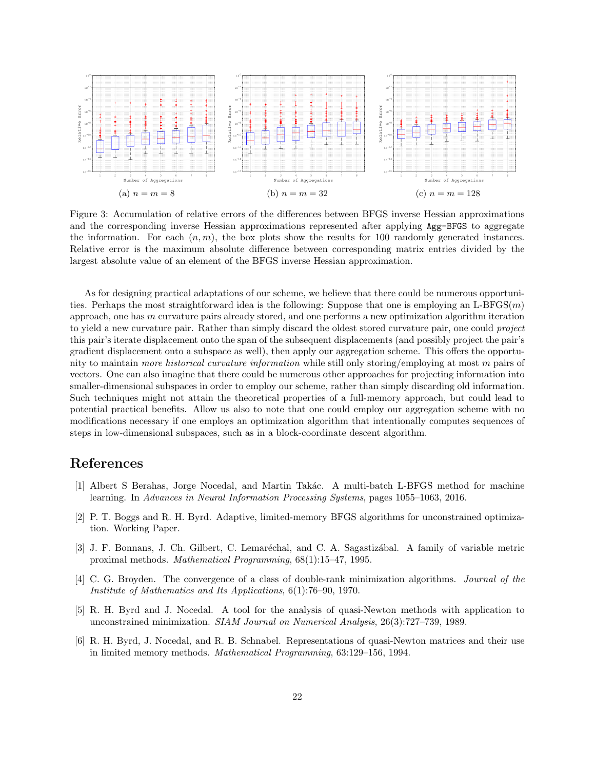(a) $n = m = 8$

(b) $n = m = 32$

(c) $n = m = 128$

Figure 3: Accumulation of relative errors of the differences between BFGS inverse Hessian approximations and the corresponding inverse Hessian approximations represented after applying `Agg-BFGS` to aggregate the information. For each $(n, m)$, the box plots show the results for 100 randomly generated instances. Relative error is the maximum absolute difference between corresponding matrix entries divided by the largest absolute value of an element of the BFGS inverse Hessian approximation.

As for designing practical adaptations of our scheme, we believe that there could be numerous opportunities. Perhaps the most straightforward idea is the following: Suppose that one is employing an L-BFGS($m$) approach, one has $m$ curvature pairs already stored, and one performs a new optimization algorithm iteration to yield a new curvature pair. Rather than simply discard the oldest stored curvature pair, one could *project* this pair's iterate displacement onto the span of the subsequent displacements (and possibly project the pair's gradient displacement onto a subspace as well), then apply our aggregation scheme. This offers the opportunity to maintain *more historical curvature information* while still only storing/employing at most $m$ pairs of vectors. One can also imagine that there could be numerous other approaches for projecting information into smaller-dimensional subspaces in order to employ our scheme, rather than simply discarding old information. Such techniques might not attain the theoretical properties of a full-memory approach, but could lead to potential practical benefits. Allow us also to note that one could employ our aggregation scheme with no modifications necessary if one employs an optimization algorithm that intentionally computes sequences of steps in low-dimensional subspaces, such as in a block-coordinate descent algorithm.

# References

[1] Albert S Berahas, Jorge Nocedal, and Martin Takác. A multi-batch L-BFGS method for machine learning. In *Advances in Neural Information Processing Systems*, pages 1055–1063, 2016.

[2] P. T. Boggs and R. H. Byrd. Adaptive, limited-memory BFGS algorithms for unconstrained optimization. Working Paper.

[3] J. F. Bonnans, J. Ch. Gilbert, C. Lemaréchal, and C. A. Sagastizábal. A family of variable metric proximal methods. *Mathematical Programming*, 68(1):15–47, 1995.

[4] C. G. Broyden. The convergence of a class of double-rank minimization algorithms. *Journal of the Institute of Mathematics and Its Applications*, 6(1):76–90, 1970.

[5] R. H. Byrd and J. Nocedal. A tool for the analysis of quasi-Newton methods with application to unconstrained minimization. *SIAM Journal on Numerical Analysis*, 26(3):727–739, 1989.

[6] R. H. Byrd, J. Nocedal, and R. B. Schnabel. Representations of quasi-Newton matrices and their use in limited memory methods. *Mathematical Programming*, 63:129–156, 1994.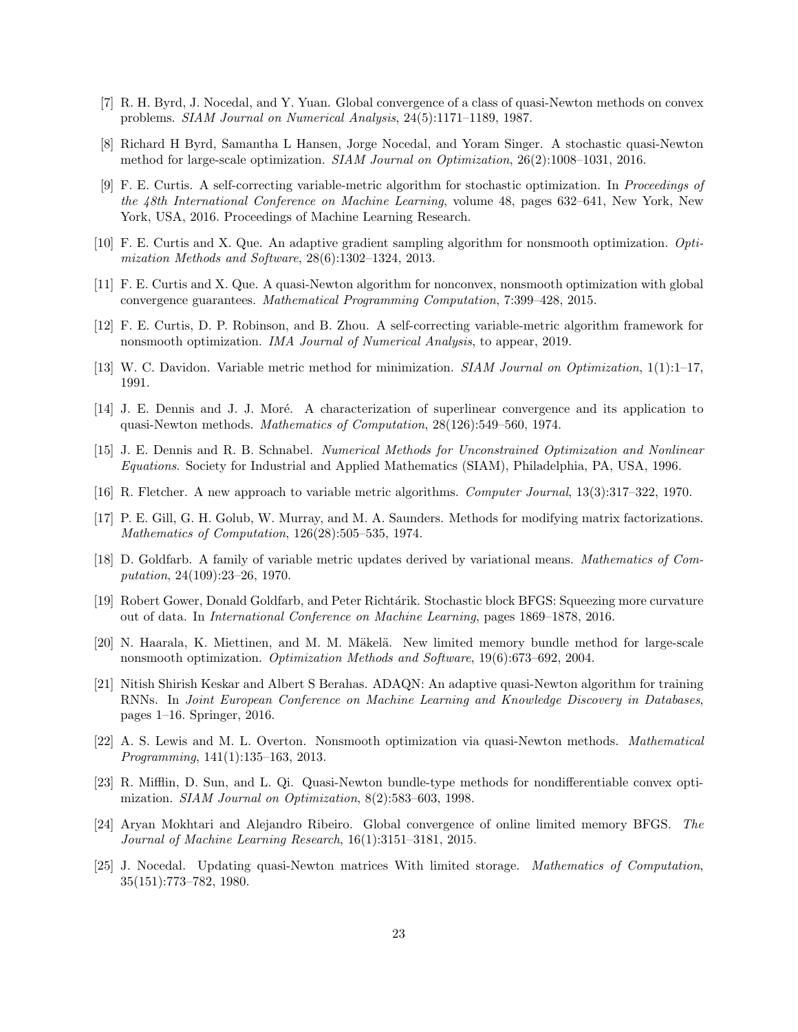[7] R. H. Byrd, J. Nocedal, and Y. Yuan. Global convergence of a class of quasi-Newton methods on convex problems. *SIAM Journal on Numerical Analysis*, 24(5):1171–1189, 1987.

[8] Richard H Byrd, Samantha L Hansen, Jorge Nocedal, and Yoram Singer. A stochastic quasi-Newton method for large-scale optimization. *SIAM Journal on Optimization*, 26(2):1008–1031, 2016.

[9] F. E. Curtis. A self-correcting variable-metric algorithm for stochastic optimization. In *Proceedings of the 48th International Conference on Machine Learning*, volume 48, pages 632–641, New York, New York, USA, 2016. Proceedings of Machine Learning Research.

[10] F. E. Curtis and X. Que. An adaptive gradient sampling algorithm for nonsmooth optimization. *Optimization Methods and Software*, 28(6):1302–1324, 2013.

[11] F. E. Curtis and X. Que. A quasi-Newton algorithm for nonconvex, nonsmooth optimization with global convergence guarantees. *Mathematical Programming Computation*, 7:399–428, 2015.

[12] F. E. Curtis, D. P. Robinson, and B. Zhou. A self-correcting variable-metric algorithm framework for nonsmooth optimization. *IMA Journal of Numerical Analysis*, to appear, 2019.

[13] W. C. Davidon. Variable metric method for minimization. *SIAM Journal on Optimization*, 1(1):1–17, 1991.

[14] J. E. Dennis and J. J. Moré. A characterization of superlinear convergence and its application to quasi-Newton methods. *Mathematics of Computation*, 28(126):549–560, 1974.

[15] J. E. Dennis and R. B. Schnabel. *Numerical Methods for Unconstrained Optimization and Nonlinear Equations*. Society for Industrial and Applied Mathematics (SIAM), Philadelphia, PA, USA, 1996.

[16] R. Fletcher. A new approach to variable metric algorithms. *Computer Journal*, 13(3):317–322, 1970.

[17] P. E. Gill, G. H. Golub, W. Murray, and M. A. Saunders. Methods for modifying matrix factorizations. *Mathematics of Computation*, 126(28):505–535, 1974.

[18] D. Goldfarb. A family of variable metric updates derived by variational means. *Mathematics of Computation*, 24(109):23–26, 1970.

[19] Robert Gower, Donald Goldfarb, and Peter Richtárik. Stochastic block BFGS: Squeezing more curvature out of data. In *International Conference on Machine Learning*, pages 1869–1878, 2016.

[20] N. Haarala, K. Miettinen, and M. M. Mäkelä. New limited memory bundle method for large-scale nonsmooth optimization. *Optimization Methods and Software*, 19(6):673–692, 2004.

[21] Nitish Shirish Keskar and Albert S Berahas. ADAQN: An adaptive quasi-Newton algorithm for training RNNs. In *Joint European Conference on Machine Learning and Knowledge Discovery in Databases*, pages 1–16. Springer, 2016.

[22] A. S. Lewis and M. L. Overton. Nonsmooth optimization via quasi-Newton methods. *Mathematical Programming*, 141(1):135–163, 2013.

[23] R. Mifflin, D. Sun, and L. Qi. Quasi-Newton bundle-type methods for nondifferentiable convex optimization. *SIAM Journal on Optimization*, 8(2):583–603, 1998.

[24] Aryan Mokhtari and Alejandro Ribeiro. Global convergence of online limited memory BFGS. *The Journal of Machine Learning Research*, 16(1):3151–3181, 2015.

[25] J. Nocedal. Updating quasi-Newton matrices With limited storage. *Mathematics of Computation*, 35(151):773–782, 1980.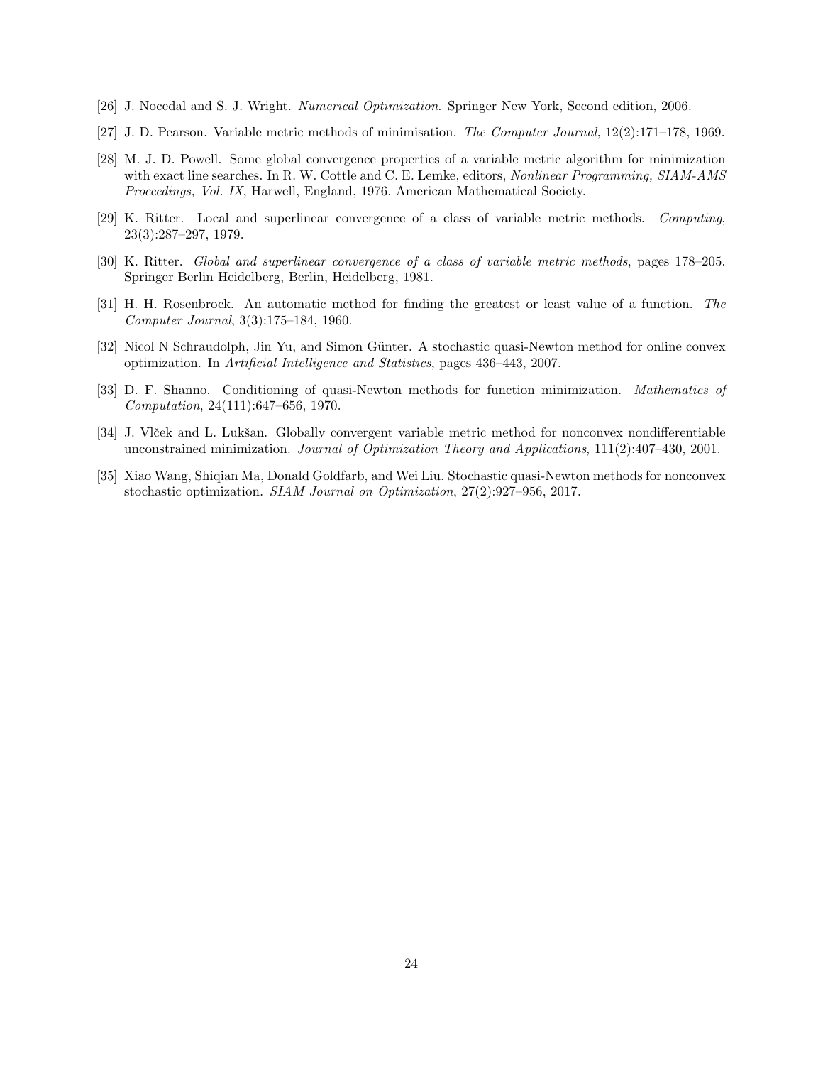[26] J. Nocedal and S. J. Wright. *Numerical Optimization*. Springer New York, Second edition, 2006.

[27] J. D. Pearson. Variable metric methods of minimisation. *The Computer Journal*, 12(2):171–178, 1969.

[28] M. J. D. Powell. Some global convergence properties of a variable metric algorithm for minimization with exact line searches. In R. W. Cottle and C. E. Lemke, editors, *Nonlinear Programming, SIAM-AMS Proceedings, Vol. IX*, Harwell, England, 1976. American Mathematical Society.

[29] K. Ritter. Local and superlinear convergence of a class of variable metric methods. *Computing*, 23(3):287–297, 1979.

[30] K. Ritter. *Global and superlinear convergence of a class of variable metric methods*, pages 178–205. Springer Berlin Heidelberg, Berlin, Heidelberg, 1981.

[31] H. H. Rosenbrock. An automatic method for finding the greatest or least value of a function. *The Computer Journal*, 3(3):175–184, 1960.

[32] Nicol N Schraudolph, Jin Yu, and Simon Günter. A stochastic quasi-Newton method for online convex optimization. In *Artificial Intelligence and Statistics*, pages 436–443, 2007.

[33] D. F. Shanno. Conditioning of quasi-Newton methods for function minimization. *Mathematics of Computation*, 24(111):647–656, 1970.

[34] J. Vlček and L. Lukšan. Globally convergent variable metric method for nonconvex nondifferentiable unconstrained minimization. *Journal of Optimization Theory and Applications*, 111(2):407–430, 2001.

[35] Xiao Wang, Shiqian Ma, Donald Goldfarb, and Wei Liu. Stochastic quasi-Newton methods for nonconvex stochastic optimization. *SIAM Journal on Optimization*, 27(2):927–956, 2017.